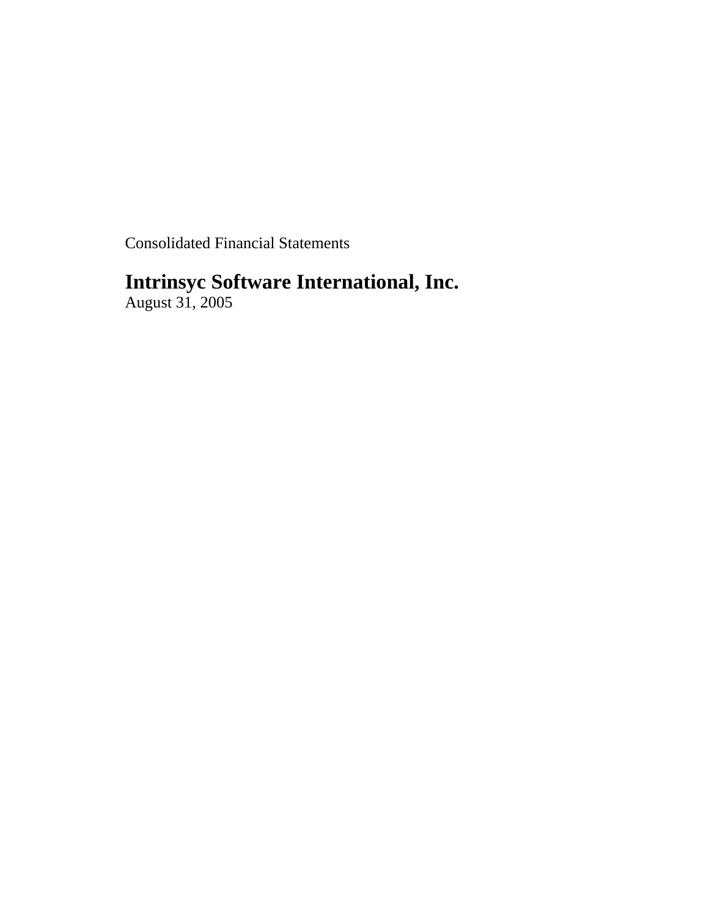Consolidated Financial Statements

# Intrinsyc Software International, Inc.

August 31, 2005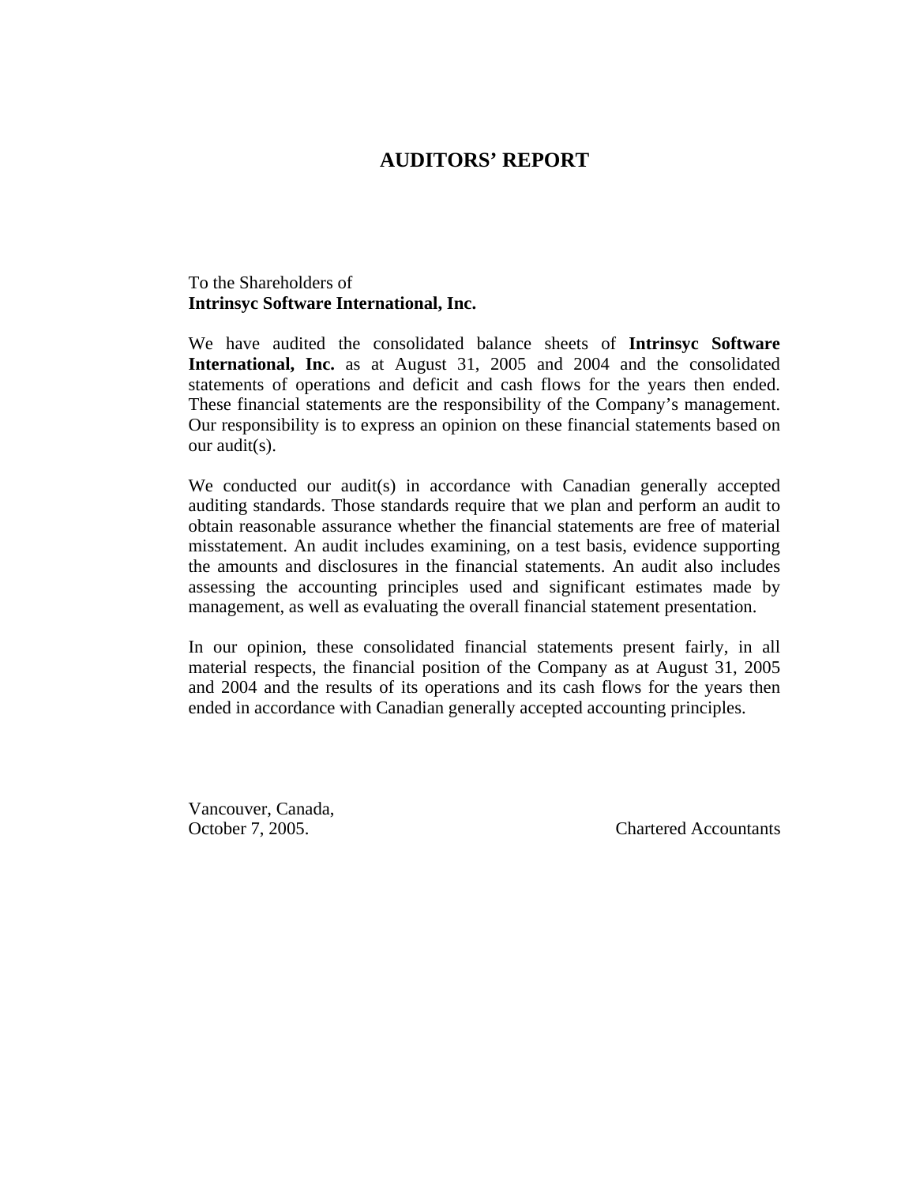# AUDITORS' REPORT

To the Shareholders of
**Intrinsyc Software International, Inc.**

We have audited the consolidated balance sheets of **Intrinsyc Software International, Inc.** as at August 31, 2005 and 2004 and the consolidated statements of operations and deficit and cash flows for the years then ended. These financial statements are the responsibility of the Company's management. Our responsibility is to express an opinion on these financial statements based on our audit(s).

We conducted our audit(s) in accordance with Canadian generally accepted auditing standards. Those standards require that we plan and perform an audit to obtain reasonable assurance whether the financial statements are free of material misstatement. An audit includes examining, on a test basis, evidence supporting the amounts and disclosures in the financial statements. An audit also includes assessing the accounting principles used and significant estimates made by management, as well as evaluating the overall financial statement presentation.

In our opinion, these consolidated financial statements present fairly, in all material respects, the financial position of the Company as at August 31, 2005 and 2004 and the results of its operations and its cash flows for the years then ended in accordance with Canadian generally accepted accounting principles.

Vancouver, Canada,
October 7, 2005.

Chartered Accountants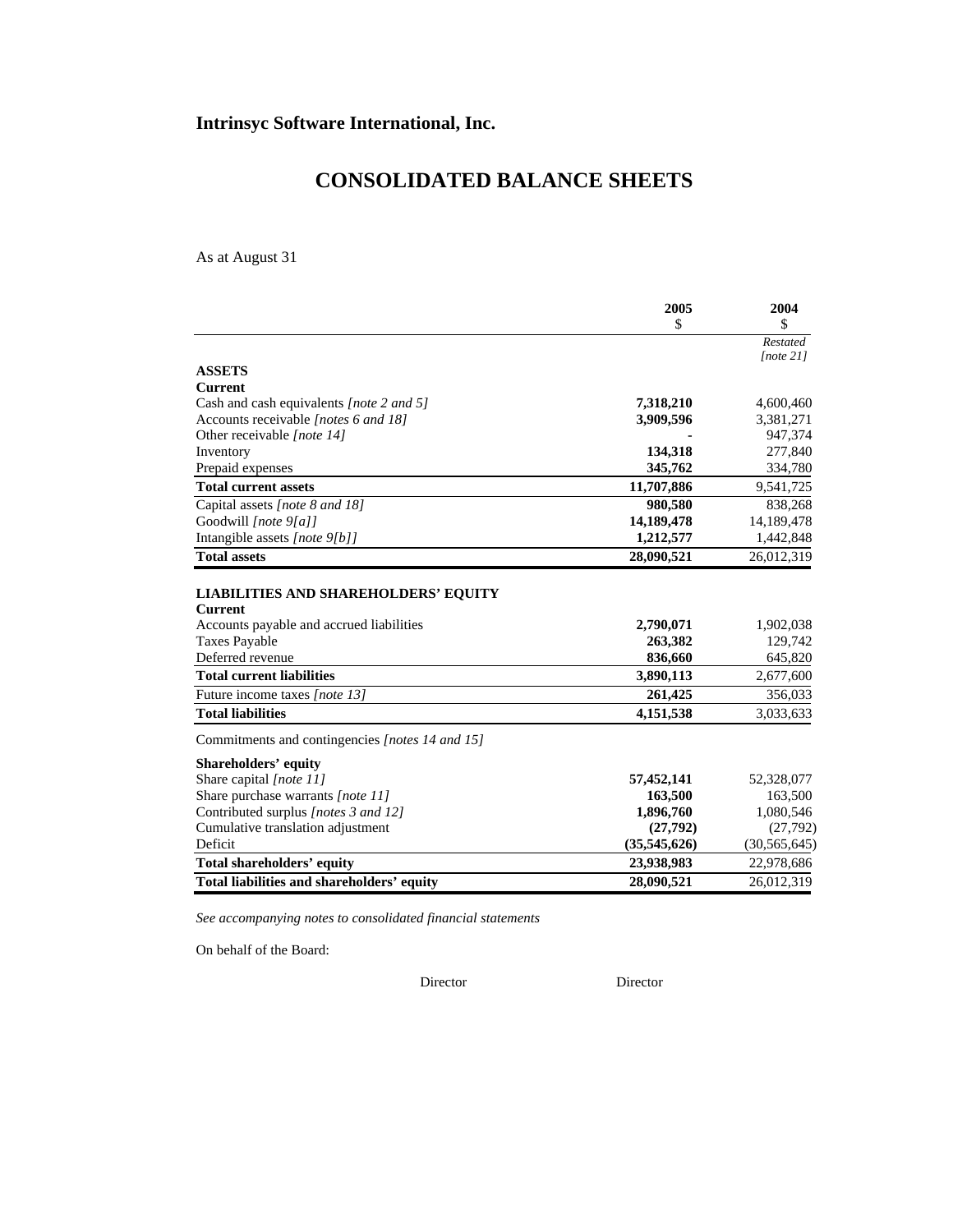**Intrinsyc Software International, Inc.**

# CONSOLIDATED BALANCE SHEETS

As at August 31

| | 2005<br>$ | 2004<br>$ |
|---|---|---|
| | | *Restated [note 21]* |
| **ASSETS** | | |
| **Current** | | |
| Cash and cash equivalents *[note 2 and 5]* | **7,318,210** | 4,600,460 |
| Accounts receivable *[notes 6 and 18]* | **3,909,596** | 3,381,271 |
| Other receivable *[note 14]* | **-** | 947,374 |
| Inventory | **134,318** | 277,840 |
| Prepaid expenses | **345,762** | 334,780 |
| **Total current assets** | **11,707,886** | 9,541,725 |
| Capital assets *[note 8 and 18]* | **980,580** | 838,268 |
| Goodwill *[note 9[a]]* | **14,189,478** | 14,189,478 |
| Intangible assets *[note 9[b]]* | **1,212,577** | 1,442,848 |
| **Total assets** | **28,090,521** | 26,012,319 |
| | | |
| **LIABILITIES AND SHAREHOLDERS' EQUITY** | | |
| **Current** | | |
| Accounts payable and accrued liabilities | **2,790,071** | 1,902,038 |
| Taxes Payable | **263,382** | 129,742 |
| Deferred revenue | **836,660** | 645,820 |
| **Total current liabilities** | **3,890,113** | 2,677,600 |
| Future income taxes *[note 13]* | **261,425** | 356,033 |
| **Total liabilities** | **4,151,538** | 3,033,633 |
| Commitments and contingencies *[notes 14 and 15]* | | |
| **Shareholders' equity** | | |
| Share capital *[note 11]* | **57,452,141** | 52,328,077 |
| Share purchase warrants *[note 11]* | **163,500** | 163,500 |
| Contributed surplus *[notes 3 and 12]* | **1,896,760** | 1,080,546 |
| Cumulative translation adjustment | **(27,792)** | (27,792) |
| Deficit | **(35,545,626)** | (30,565,645) |
| **Total shareholders' equity** | **23,938,983** | 22,978,686 |
| **Total liabilities and shareholders' equity** | **28,090,521** | 26,012,319 |

*See accompanying notes to consolidated financial statements*

On behalf of the Board:

Director Director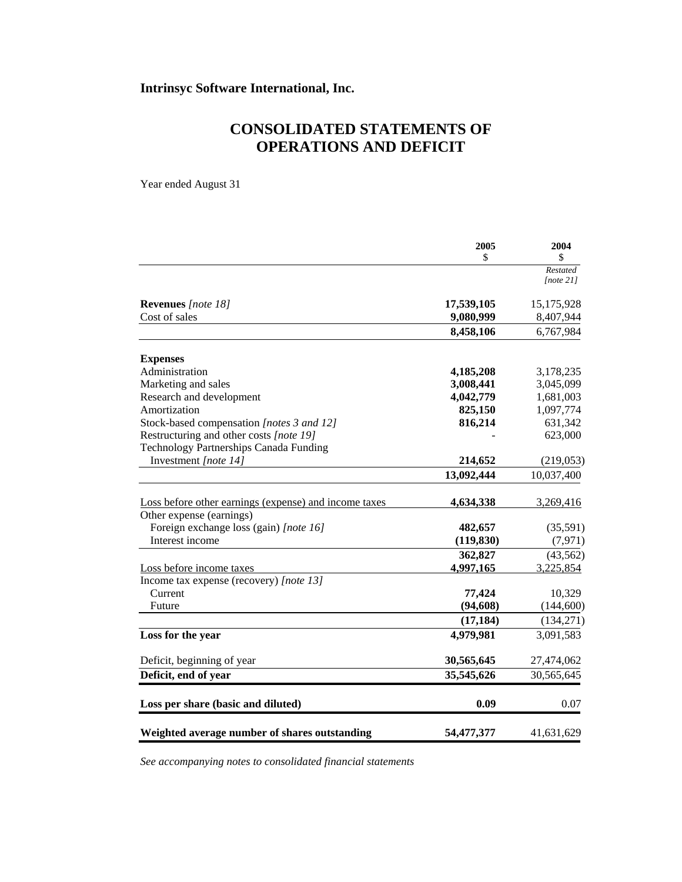**Intrinsyc Software International, Inc.**

# CONSOLIDATED STATEMENTS OF OPERATIONS AND DEFICIT

Year ended August 31

| | 2005<br>$ | 2004<br>$<br>*Restated [note 21]* |
|---|---|---|
| **Revenues** *[note 18]* | **17,539,105** | 15,175,928 |
| Cost of sales | **9,080,999** | 8,407,944 |
| | **8,458,106** | 6,767,984 |
| **Expenses** | | |
| Administration | **4,185,208** | 3,178,235 |
| Marketing and sales | **3,008,441** | 3,045,099 |
| Research and development | **4,042,779** | 1,681,003 |
| Amortization | **825,150** | 1,097,774 |
| Stock-based compensation *[notes 3 and 12]* | **816,214** | 631,342 |
| Restructuring and other costs *[note 19]* | - | 623,000 |
| Technology Partnerships Canada Funding Investment *[note 14]* | **214,652** | (219,053) |
| | **13,092,444** | 10,037,400 |
| Loss before other earnings (expense) and income taxes | **4,634,338** | 3,269,416 |
| Other expense (earnings) | | |
| Foreign exchange loss (gain) *[note 16]* | **482,657** | (35,591) |
| Interest income | **(119,830)** | (7,971) |
| | **362,827** | (43,562) |
| Loss before income taxes | **4,997,165** | 3,225,854 |
| Income tax expense (recovery) *[note 13]* | | |
| Current | **77,424** | 10,329 |
| Future | **(94,608)** | (144,600) |
| | **(17,184)** | (134,271) |
| **Loss for the year** | **4,979,981** | 3,091,583 |
| Deficit, beginning of year | **30,565,645** | 27,474,062 |
| **Deficit, end of year** | **35,545,626** | 30,565,645 |
| **Loss per share (basic and diluted)** | **0.09** | 0.07 |
| **Weighted average number of shares outstanding** | **54,477,377** | 41,631,629 |

*See accompanying notes to consolidated financial statements*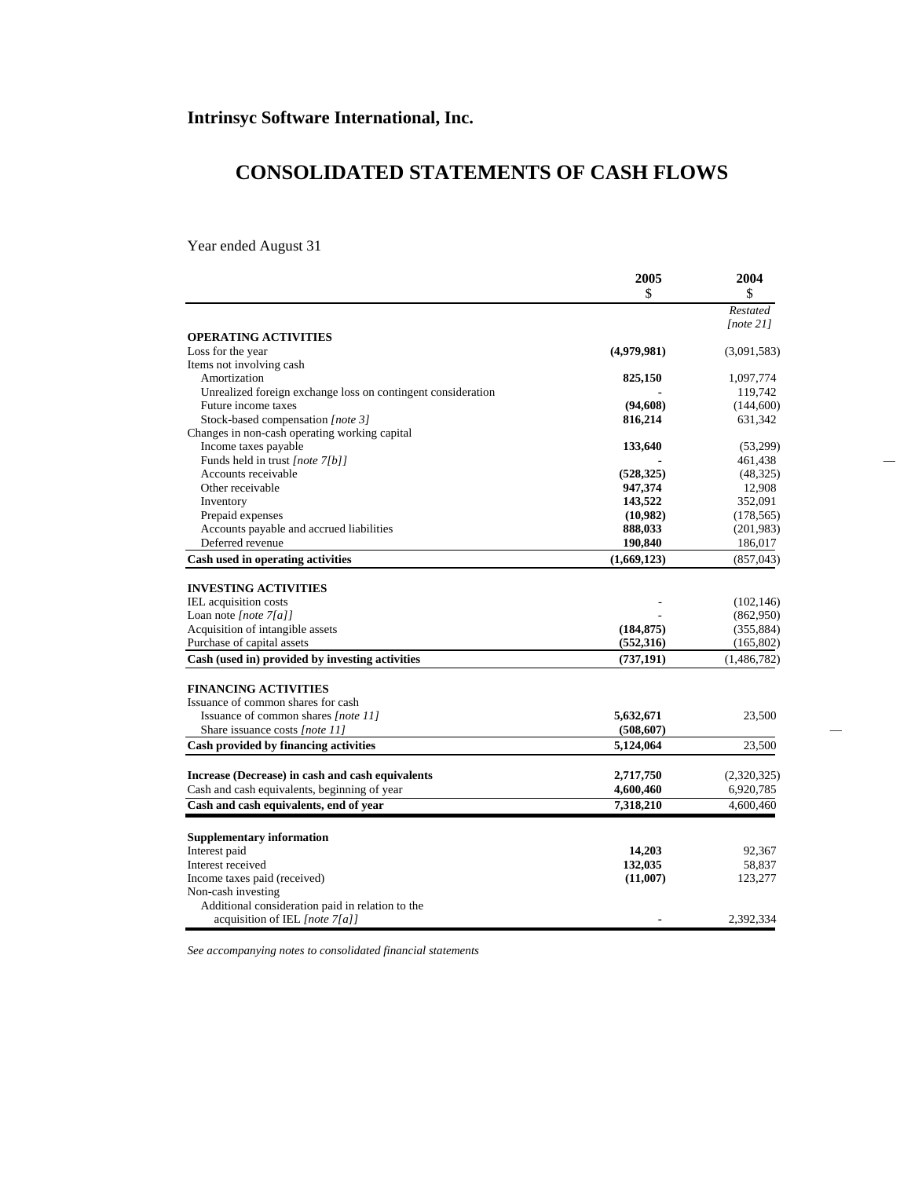# Intrinsyc Software International, Inc.

## CONSOLIDATED STATEMENTS OF CASH FLOWS

Year ended August 31

| | 2005 | 2004 |
|---|---|---|
| | $ | $ |
| | | *Restated [note 21]* |
| **OPERATING ACTIVITIES** | | |
| Loss for the year | **(4,979,981)** | (3,091,583) |
| Items not involving cash | | |
| Amortization | **825,150** | 1,097,774 |
| Unrealized foreign exchange loss on contingent consideration | **-** | 119,742 |
| Future income taxes | **(94,608)** | (144,600) |
| Stock-based compensation *[note 3]* | **816,214** | 631,342 |
| Changes in non-cash operating working capital | | |
| Income taxes payable | **133,640** | (53,299) |
| Funds held in trust *[note 7[b]]* | **-** | 461,438 |
| Accounts receivable | **(528,325)** | (48,325) |
| Other receivable | **947,374** | 12,908 |
| Inventory | **143,522** | 352,091 |
| Prepaid expenses | **(10,982)** | (178,565) |
| Accounts payable and accrued liabilities | **888,033** | (201,983) |
| Deferred revenue | **190,840** | 186,017 |
| **Cash used in operating activities** | **(1,669,123)** | (857,043) |
| | | |
| **INVESTING ACTIVITIES** | | |
| IEL acquisition costs | **-** | (102,146) |
| Loan note *[note 7[a]]* | **-** | (862,950) |
| Acquisition of intangible assets | **(184,875)** | (355,884) |
| Purchase of capital assets | **(552,316)** | (165,802) |
| **Cash (used in) provided by investing activities** | **(737,191)** | (1,486,782) |
| | | |
| **FINANCING ACTIVITIES** | | |
| Issuance of common shares for cash | | |
| Issuance of common shares *[note 11]* | **5,632,671** | 23,500 |
| Share issuance costs *[note 11]* | **(508,607)** | |
| **Cash provided by financing activities** | **5,124,064** | 23,500 |
| | | |
| **Increase (Decrease) in cash and cash equivalents** | **2,717,750** | (2,320,325) |
| Cash and cash equivalents, beginning of year | **4,600,460** | 6,920,785 |
| **Cash and cash equivalents, end of year** | **7,318,210** | 4,600,460 |
| | | |
| **Supplementary information** | | |
| Interest paid | **14,203** | 92,367 |
| Interest received | **132,035** | 58,837 |
| Income taxes paid (received) | **(11,007)** | 123,277 |
| Non-cash investing | | |
| Additional consideration paid in relation to the acquisition of IEL *[note 7[a]]* | **-** | 2,392,334 |

*See accompanying notes to consolidated financial statements*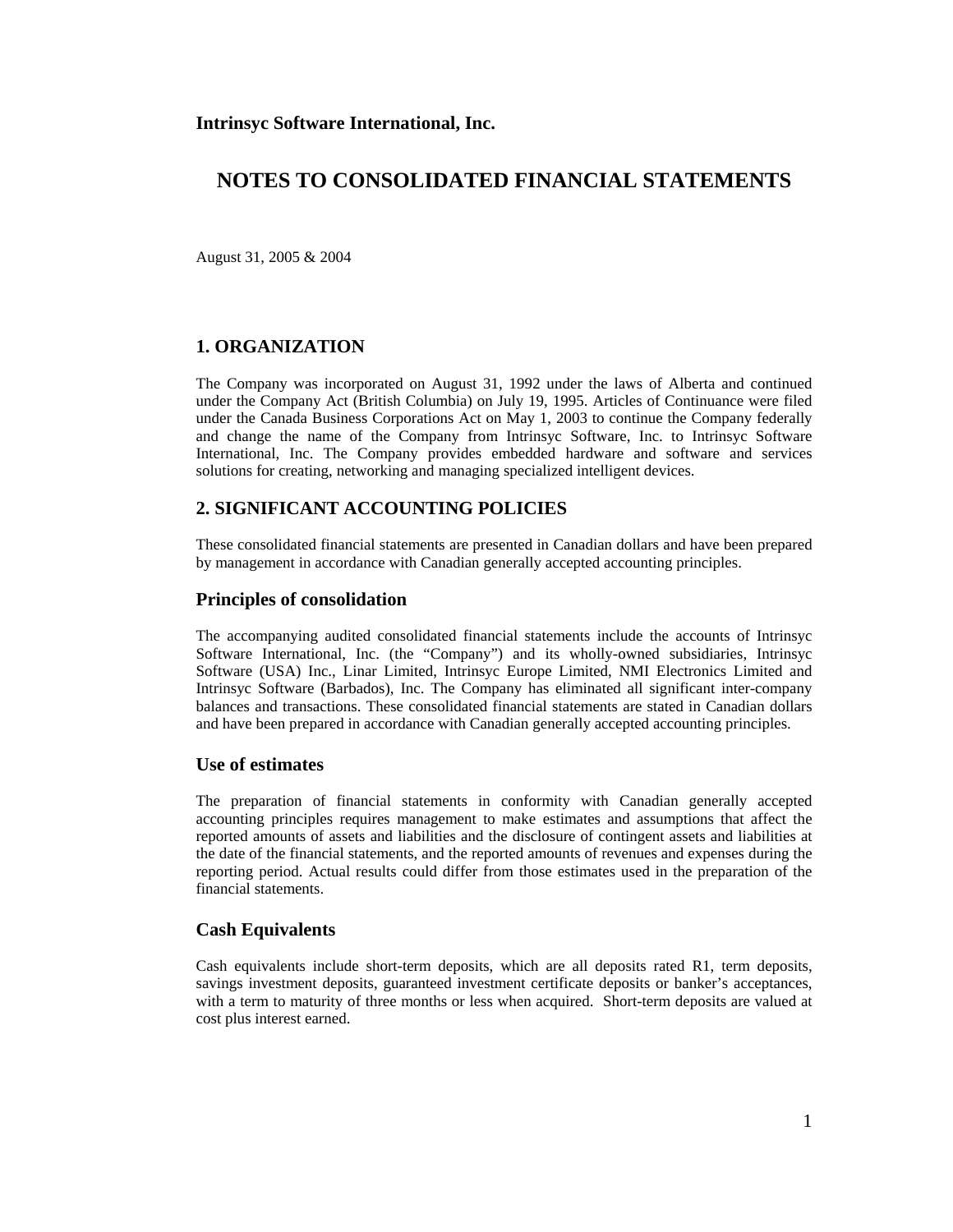**Intrinsyc Software International, Inc.**

# NOTES TO CONSOLIDATED FINANCIAL STATEMENTS

August 31, 2005 & 2004

## 1. ORGANIZATION

The Company was incorporated on August 31, 1992 under the laws of Alberta and continued under the Company Act (British Columbia) on July 19, 1995. Articles of Continuance were filed under the Canada Business Corporations Act on May 1, 2003 to continue the Company federally and change the name of the Company from Intrinsyc Software, Inc. to Intrinsyc Software International, Inc. The Company provides embedded hardware and software and services solutions for creating, networking and managing specialized intelligent devices.

## 2. SIGNIFICANT ACCOUNTING POLICIES

These consolidated financial statements are presented in Canadian dollars and have been prepared by management in accordance with Canadian generally accepted accounting principles.

### Principles of consolidation

The accompanying audited consolidated financial statements include the accounts of Intrinsyc Software International, Inc. (the "Company") and its wholly-owned subsidiaries, Intrinsyc Software (USA) Inc., Linar Limited, Intrinsyc Europe Limited, NMI Electronics Limited and Intrinsyc Software (Barbados), Inc. The Company has eliminated all significant inter-company balances and transactions. These consolidated financial statements are stated in Canadian dollars and have been prepared in accordance with Canadian generally accepted accounting principles.

### Use of estimates

The preparation of financial statements in conformity with Canadian generally accepted accounting principles requires management to make estimates and assumptions that affect the reported amounts of assets and liabilities and the disclosure of contingent assets and liabilities at the date of the financial statements, and the reported amounts of revenues and expenses during the reporting period. Actual results could differ from those estimates used in the preparation of the financial statements.

### Cash Equivalents

Cash equivalents include short-term deposits, which are all deposits rated R1, term deposits, savings investment deposits, guaranteed investment certificate deposits or banker's acceptances, with a term to maturity of three months or less when acquired. Short-term deposits are valued at cost plus interest earned.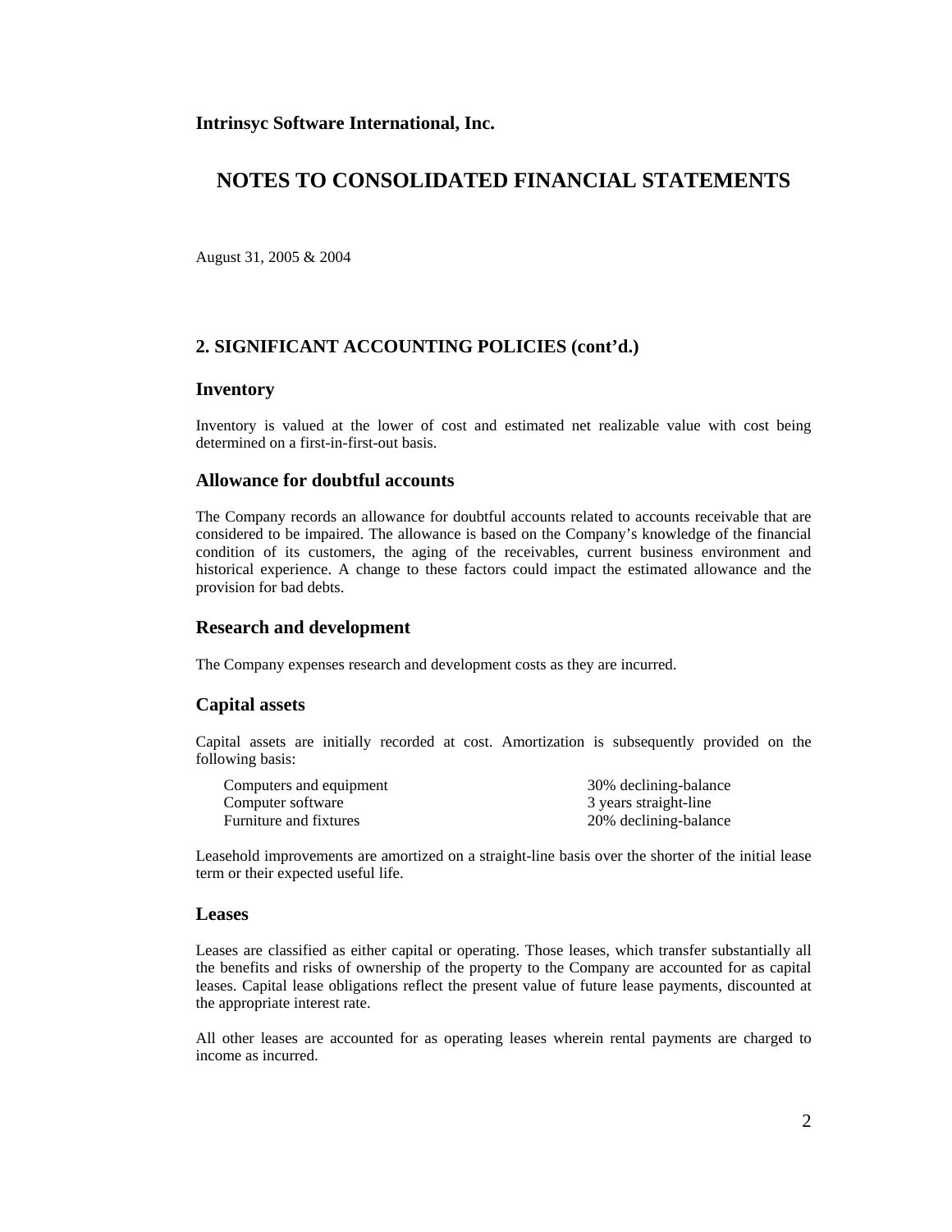**Intrinsyc Software International, Inc.**

# NOTES TO CONSOLIDATED FINANCIAL STATEMENTS

August 31, 2005 & 2004

## 2. SIGNIFICANT ACCOUNTING POLICIES (cont'd.)

### Inventory

Inventory is valued at the lower of cost and estimated net realizable value with cost being determined on a first-in-first-out basis.

### Allowance for doubtful accounts

The Company records an allowance for doubtful accounts related to accounts receivable that are considered to be impaired. The allowance is based on the Company's knowledge of the financial condition of its customers, the aging of the receivables, current business environment and historical experience. A change to these factors could impact the estimated allowance and the provision for bad debts.

### Research and development

The Company expenses research and development costs as they are incurred.

### Capital assets

Capital assets are initially recorded at cost. Amortization is subsequently provided on the following basis:

| | |
|---|---|
| Computers and equipment | 30% declining-balance |
| Computer software | 3 years straight-line |
| Furniture and fixtures | 20% declining-balance |

Leasehold improvements are amortized on a straight-line basis over the shorter of the initial lease term or their expected useful life.

### Leases

Leases are classified as either capital or operating. Those leases, which transfer substantially all the benefits and risks of ownership of the property to the Company are accounted for as capital leases. Capital lease obligations reflect the present value of future lease payments, discounted at the appropriate interest rate.

All other leases are accounted for as operating leases wherein rental payments are charged to income as incurred.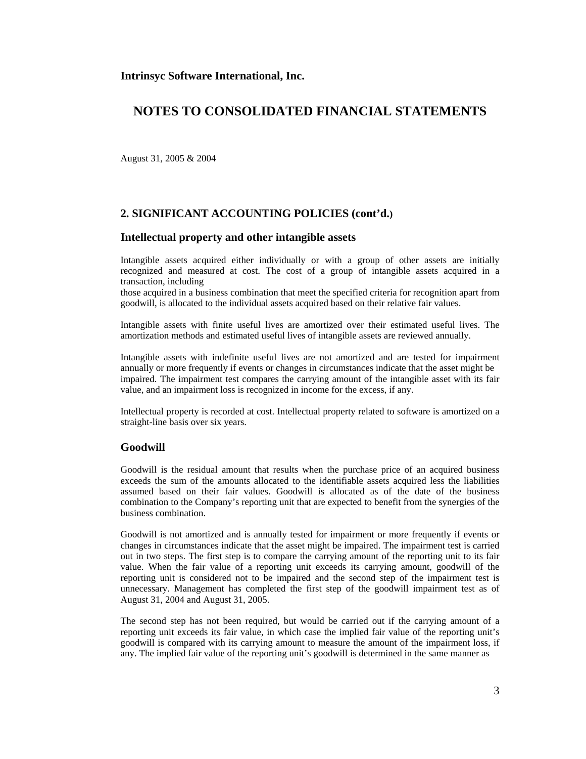**Intrinsyc Software International, Inc.**

# NOTES TO CONSOLIDATED FINANCIAL STATEMENTS

August 31, 2005 & 2004

## 2. SIGNIFICANT ACCOUNTING POLICIES (cont'd.)

### Intellectual property and other intangible assets

Intangible assets acquired either individually or with a group of other assets are initially recognized and measured at cost. The cost of a group of intangible assets acquired in a transaction, including those acquired in a business combination that meet the specified criteria for recognition apart from goodwill, is allocated to the individual assets acquired based on their relative fair values.

Intangible assets with finite useful lives are amortized over their estimated useful lives. The amortization methods and estimated useful lives of intangible assets are reviewed annually.

Intangible assets with indefinite useful lives are not amortized and are tested for impairment annually or more frequently if events or changes in circumstances indicate that the asset might be impaired. The impairment test compares the carrying amount of the intangible asset with its fair value, and an impairment loss is recognized in income for the excess, if any.

Intellectual property is recorded at cost. Intellectual property related to software is amortized on a straight-line basis over six years.

### Goodwill

Goodwill is the residual amount that results when the purchase price of an acquired business exceeds the sum of the amounts allocated to the identifiable assets acquired less the liabilities assumed based on their fair values. Goodwill is allocated as of the date of the business combination to the Company's reporting unit that are expected to benefit from the synergies of the business combination.

Goodwill is not amortized and is annually tested for impairment or more frequently if events or changes in circumstances indicate that the asset might be impaired. The impairment test is carried out in two steps. The first step is to compare the carrying amount of the reporting unit to its fair value. When the fair value of a reporting unit exceeds its carrying amount, goodwill of the reporting unit is considered not to be impaired and the second step of the impairment test is unnecessary. Management has completed the first step of the goodwill impairment test as of August 31, 2004 and August 31, 2005.

The second step has not been required, but would be carried out if the carrying amount of a reporting unit exceeds its fair value, in which case the implied fair value of the reporting unit's goodwill is compared with its carrying amount to measure the amount of the impairment loss, if any. The implied fair value of the reporting unit's goodwill is determined in the same manner as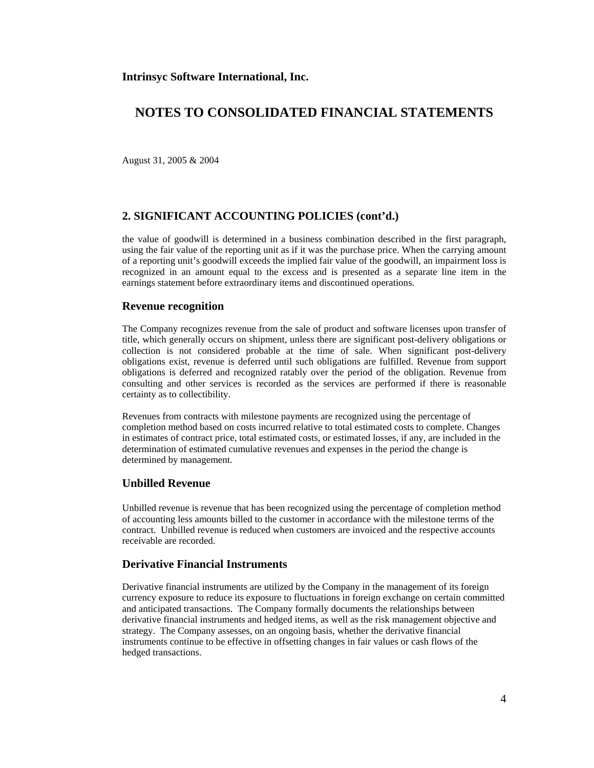**Intrinsyc Software International, Inc.**

# NOTES TO CONSOLIDATED FINANCIAL STATEMENTS

August 31, 2005 & 2004

## 2. SIGNIFICANT ACCOUNTING POLICIES (cont'd.)

the value of goodwill is determined in a business combination described in the first paragraph, using the fair value of the reporting unit as if it was the purchase price. When the carrying amount of a reporting unit's goodwill exceeds the implied fair value of the goodwill, an impairment loss is recognized in an amount equal to the excess and is presented as a separate line item in the earnings statement before extraordinary items and discontinued operations.

### Revenue recognition

The Company recognizes revenue from the sale of product and software licenses upon transfer of title, which generally occurs on shipment, unless there are significant post-delivery obligations or collection is not considered probable at the time of sale. When significant post-delivery obligations exist, revenue is deferred until such obligations are fulfilled. Revenue from support obligations is deferred and recognized ratably over the period of the obligation. Revenue from consulting and other services is recorded as the services are performed if there is reasonable certainty as to collectibility.

Revenues from contracts with milestone payments are recognized using the percentage of completion method based on costs incurred relative to total estimated costs to complete. Changes in estimates of contract price, total estimated costs, or estimated losses, if any, are included in the determination of estimated cumulative revenues and expenses in the period the change is determined by management.

### Unbilled Revenue

Unbilled revenue is revenue that has been recognized using the percentage of completion method of accounting less amounts billed to the customer in accordance with the milestone terms of the contract. Unbilled revenue is reduced when customers are invoiced and the respective accounts receivable are recorded.

### Derivative Financial Instruments

Derivative financial instruments are utilized by the Company in the management of its foreign currency exposure to reduce its exposure to fluctuations in foreign exchange on certain committed and anticipated transactions. The Company formally documents the relationships between derivative financial instruments and hedged items, as well as the risk management objective and strategy. The Company assesses, on an ongoing basis, whether the derivative financial instruments continue to be effective in offsetting changes in fair values or cash flows of the hedged transactions.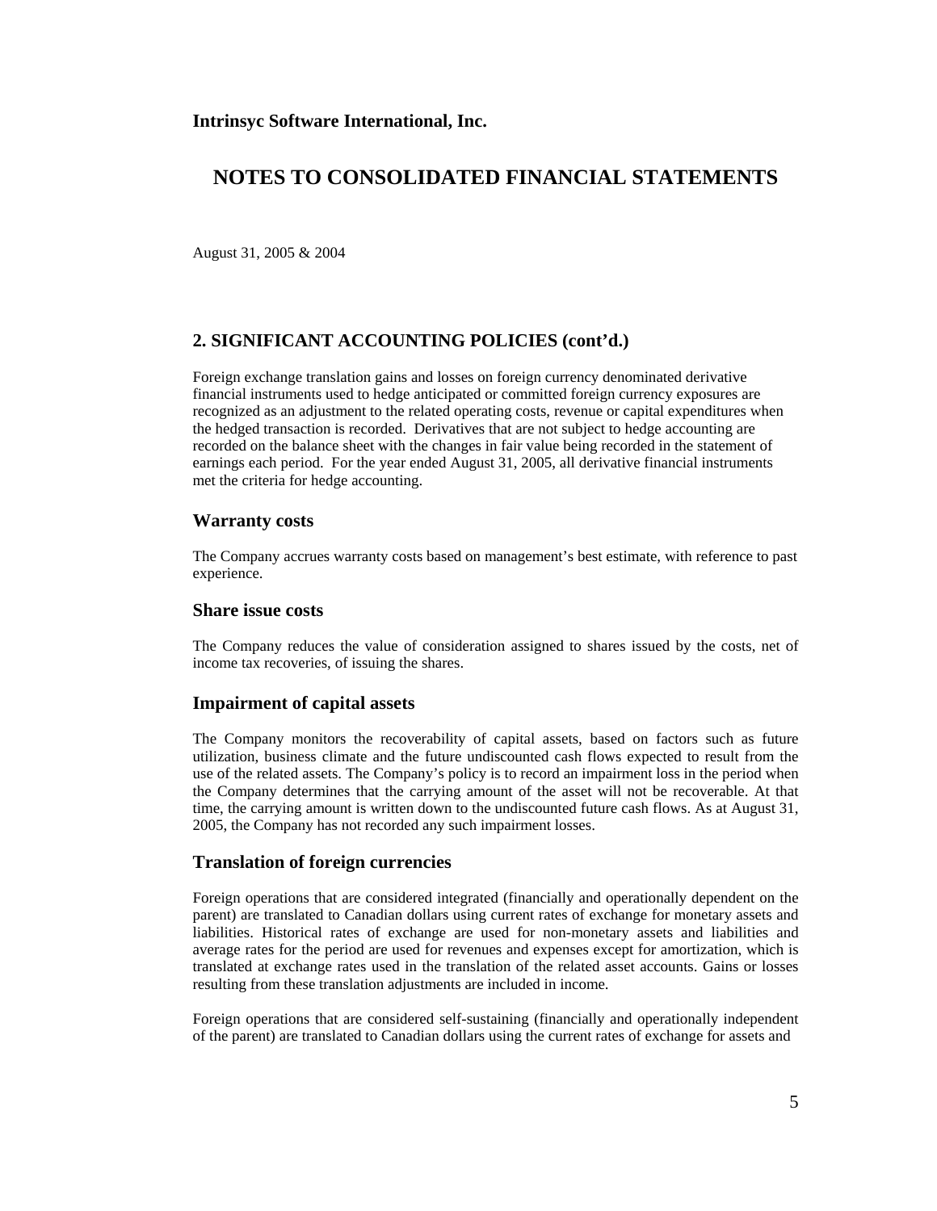**Intrinsyc Software International, Inc.**

# NOTES TO CONSOLIDATED FINANCIAL STATEMENTS

August 31, 2005 & 2004

## 2. SIGNIFICANT ACCOUNTING POLICIES (cont'd.)

Foreign exchange translation gains and losses on foreign currency denominated derivative financial instruments used to hedge anticipated or committed foreign currency exposures are recognized as an adjustment to the related operating costs, revenue or capital expenditures when the hedged transaction is recorded. Derivatives that are not subject to hedge accounting are recorded on the balance sheet with the changes in fair value being recorded in the statement of earnings each period. For the year ended August 31, 2005, all derivative financial instruments met the criteria for hedge accounting.

### Warranty costs

The Company accrues warranty costs based on management's best estimate, with reference to past experience.

### Share issue costs

The Company reduces the value of consideration assigned to shares issued by the costs, net of income tax recoveries, of issuing the shares.

### Impairment of capital assets

The Company monitors the recoverability of capital assets, based on factors such as future utilization, business climate and the future undiscounted cash flows expected to result from the use of the related assets. The Company's policy is to record an impairment loss in the period when the Company determines that the carrying amount of the asset will not be recoverable. At that time, the carrying amount is written down to the undiscounted future cash flows. As at August 31, 2005, the Company has not recorded any such impairment losses.

### Translation of foreign currencies

Foreign operations that are considered integrated (financially and operationally dependent on the parent) are translated to Canadian dollars using current rates of exchange for monetary assets and liabilities. Historical rates of exchange are used for non-monetary assets and liabilities and average rates for the period are used for revenues and expenses except for amortization, which is translated at exchange rates used in the translation of the related asset accounts. Gains or losses resulting from these translation adjustments are included in income.

Foreign operations that are considered self-sustaining (financially and operationally independent of the parent) are translated to Canadian dollars using the current rates of exchange for assets and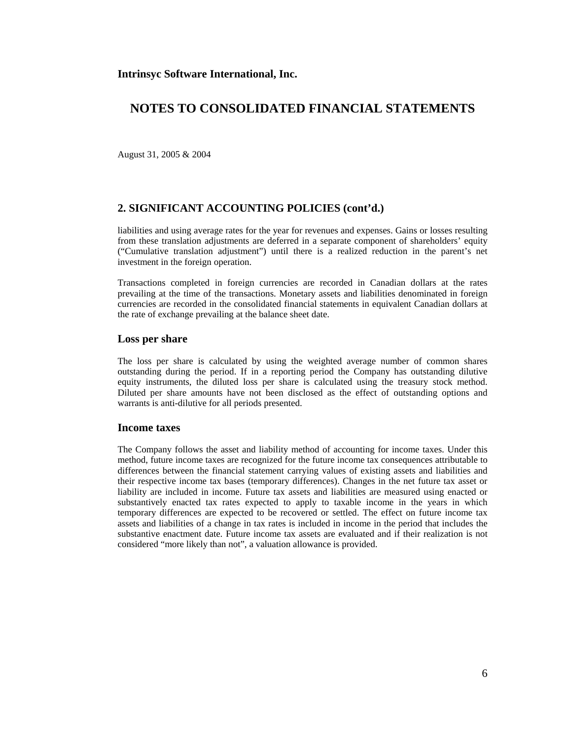**Intrinsyc Software International, Inc.**

# NOTES TO CONSOLIDATED FINANCIAL STATEMENTS

August 31, 2005 & 2004

## 2. SIGNIFICANT ACCOUNTING POLICIES (cont'd.)

liabilities and using average rates for the year for revenues and expenses. Gains or losses resulting from these translation adjustments are deferred in a separate component of shareholders' equity ("Cumulative translation adjustment") until there is a realized reduction in the parent's net investment in the foreign operation.

Transactions completed in foreign currencies are recorded in Canadian dollars at the rates prevailing at the time of the transactions. Monetary assets and liabilities denominated in foreign currencies are recorded in the consolidated financial statements in equivalent Canadian dollars at the rate of exchange prevailing at the balance sheet date.

### Loss per share

The loss per share is calculated by using the weighted average number of common shares outstanding during the period. If in a reporting period the Company has outstanding dilutive equity instruments, the diluted loss per share is calculated using the treasury stock method. Diluted per share amounts have not been disclosed as the effect of outstanding options and warrants is anti-dilutive for all periods presented.

### Income taxes

The Company follows the asset and liability method of accounting for income taxes. Under this method, future income taxes are recognized for the future income tax consequences attributable to differences between the financial statement carrying values of existing assets and liabilities and their respective income tax bases (temporary differences). Changes in the net future tax asset or liability are included in income. Future tax assets and liabilities are measured using enacted or substantively enacted tax rates expected to apply to taxable income in the years in which temporary differences are expected to be recovered or settled. The effect on future income tax assets and liabilities of a change in tax rates is included in income in the period that includes the substantive enactment date. Future income tax assets are evaluated and if their realization is not considered "more likely than not", a valuation allowance is provided.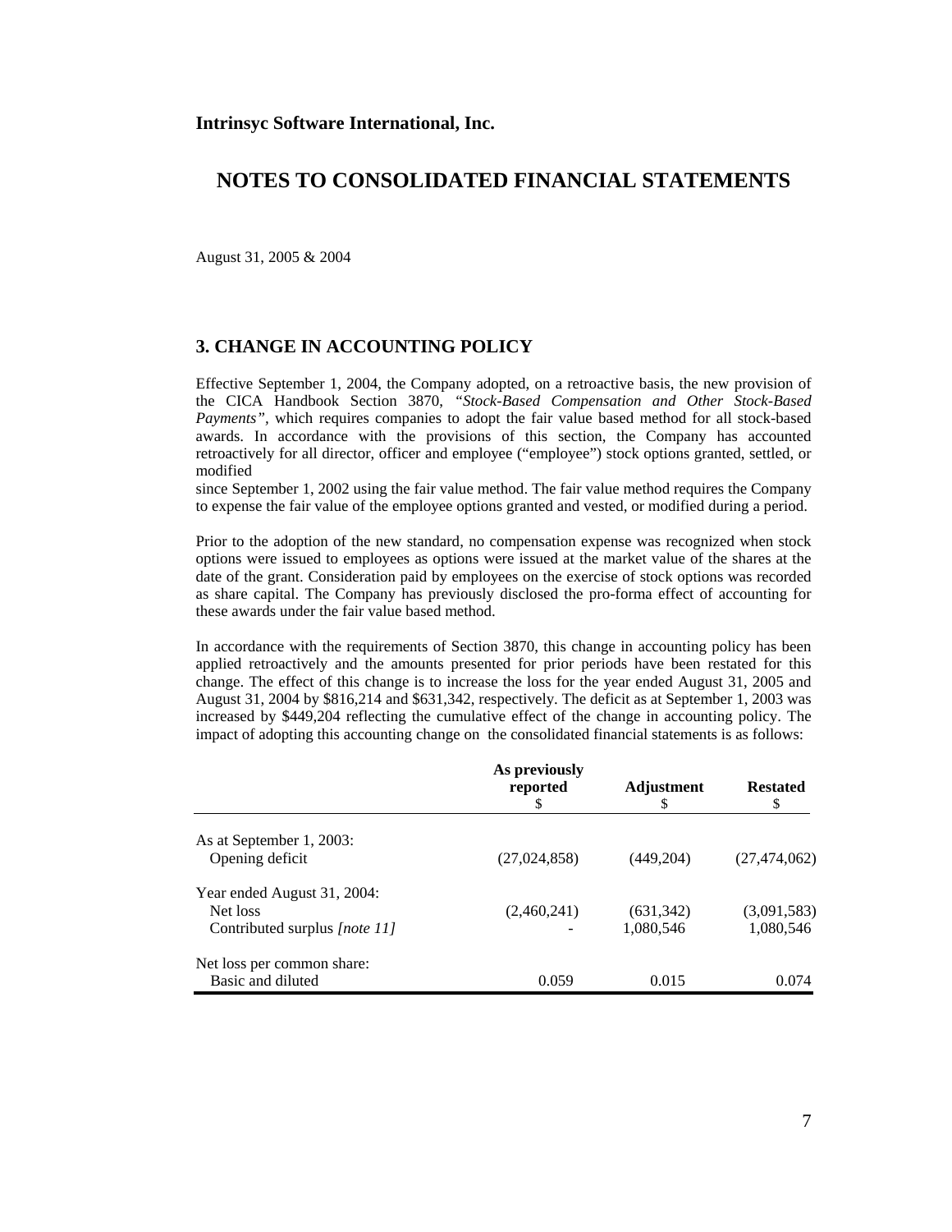**Intrinsyc Software International, Inc.**

# NOTES TO CONSOLIDATED FINANCIAL STATEMENTS

August 31, 2005 & 2004

## 3. CHANGE IN ACCOUNTING POLICY

Effective September 1, 2004, the Company adopted, on a retroactive basis, the new provision of the CICA Handbook Section 3870, *"Stock-Based Compensation and Other Stock-Based Payments"*, which requires companies to adopt the fair value based method for all stock-based awards. In accordance with the provisions of this section, the Company has accounted retroactively for all director, officer and employee ("employee") stock options granted, settled, or modified

since September 1, 2002 using the fair value method. The fair value method requires the Company to expense the fair value of the employee options granted and vested, or modified during a period.

Prior to the adoption of the new standard, no compensation expense was recognized when stock options were issued to employees as options were issued at the market value of the shares at the date of the grant. Consideration paid by employees on the exercise of stock options was recorded as share capital. The Company has previously disclosed the pro-forma effect of accounting for these awards under the fair value based method.

In accordance with the requirements of Section 3870, this change in accounting policy has been applied retroactively and the amounts presented for prior periods have been restated for this change. The effect of this change is to increase the loss for the year ended August 31, 2005 and August 31, 2004 by $816,214 and $631,342, respectively. The deficit as at September 1, 2003 was increased by $449,204 reflecting the cumulative effect of the change in accounting policy. The impact of adopting this accounting change on the consolidated financial statements is as follows:

| | **As previously reported** $ | **Adjustment** $ | **Restated** $ |
|---|---|---|---|
| As at September 1, 2003: | | | |
| Opening deficit | (27,024,858) | (449,204) | (27,474,062) |
| Year ended August 31, 2004: | | | |
| Net loss | (2,460,241) | (631,342) | (3,091,583) |
| Contributed surplus *[note 11]* | - | 1,080,546 | 1,080,546 |
| Net loss per common share: | | | |
| Basic and diluted | 0.059 | 0.015 | 0.074 |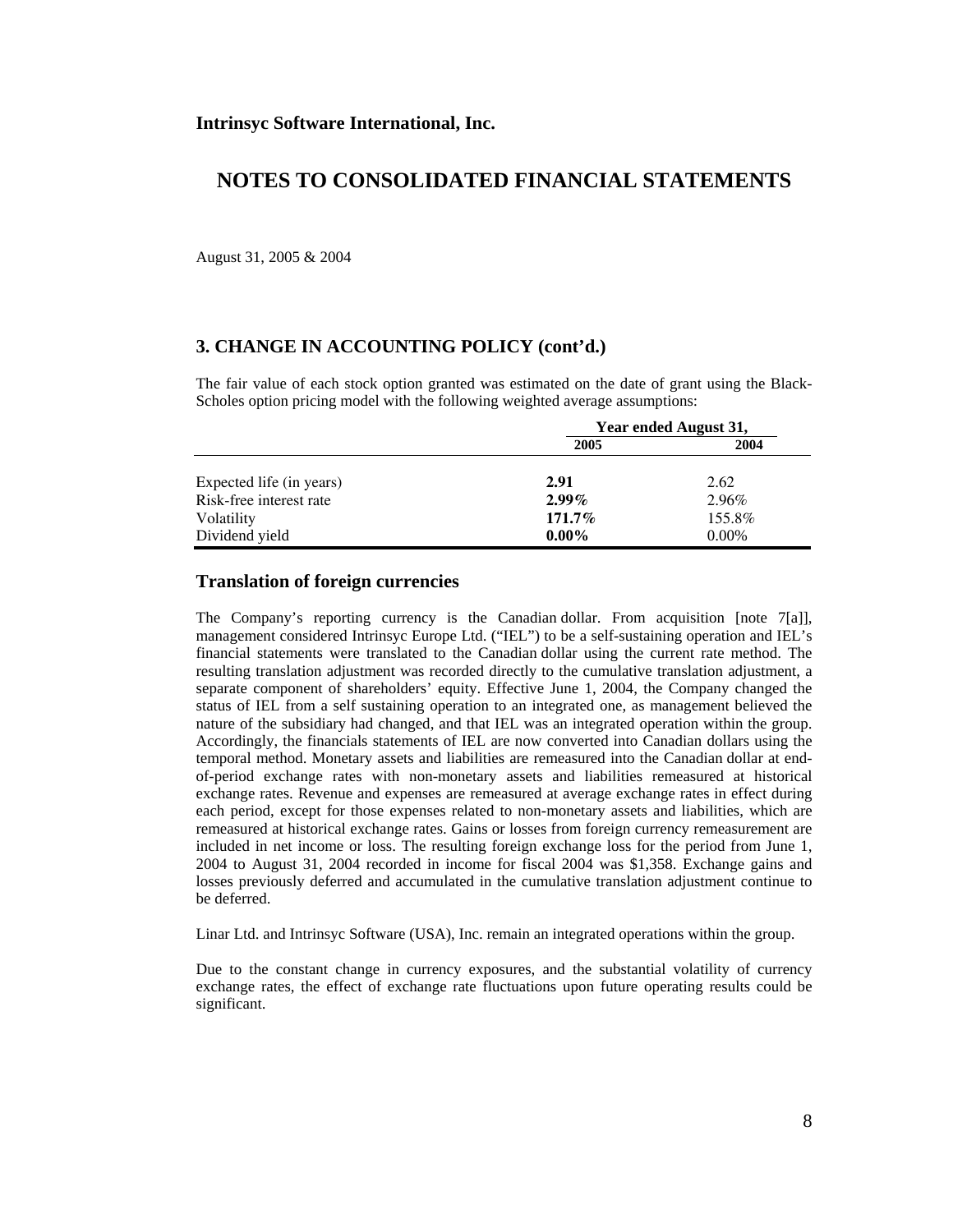**Intrinsyc Software International, Inc.**

# NOTES TO CONSOLIDATED FINANCIAL STATEMENTS

August 31, 2005 & 2004

## 3. CHANGE IN ACCOUNTING POLICY (cont'd.)

The fair value of each stock option granted was estimated on the date of grant using the Black-Scholes option pricing model with the following weighted average assumptions:

| | Year ended August 31, | |
|---|---|---|
| | **2005** | **2004** |
| Expected life (in years) | **2.91** | 2.62 |
| Risk-free interest rate | **2.99%** | 2.96% |
| Volatility | **171.7%** | 155.8% |
| Dividend yield | **0.00%** | 0.00% |

## Translation of foreign currencies

The Company's reporting currency is the Canadian dollar. From acquisition [note 7[a]], management considered Intrinsyc Europe Ltd. ("IEL") to be a self-sustaining operation and IEL's financial statements were translated to the Canadian dollar using the current rate method. The resulting translation adjustment was recorded directly to the cumulative translation adjustment, a separate component of shareholders' equity. Effective June 1, 2004, the Company changed the status of IEL from a self sustaining operation to an integrated one, as management believed the nature of the subsidiary had changed, and that IEL was an integrated operation within the group. Accordingly, the financials statements of IEL are now converted into Canadian dollars using the temporal method. Monetary assets and liabilities are remeasured into the Canadian dollar at end-of-period exchange rates with non-monetary assets and liabilities remeasured at historical exchange rates. Revenue and expenses are remeasured at average exchange rates in effect during each period, except for those expenses related to non-monetary assets and liabilities, which are remeasured at historical exchange rates. Gains or losses from foreign currency remeasurement are included in net income or loss. The resulting foreign exchange loss for the period from June 1, 2004 to August 31, 2004 recorded in income for fiscal 2004 was $1,358. Exchange gains and losses previously deferred and accumulated in the cumulative translation adjustment continue to be deferred.

Linar Ltd. and Intrinsyc Software (USA), Inc. remain an integrated operations within the group.

Due to the constant change in currency exposures, and the substantial volatility of currency exchange rates, the effect of exchange rate fluctuations upon future operating results could be significant.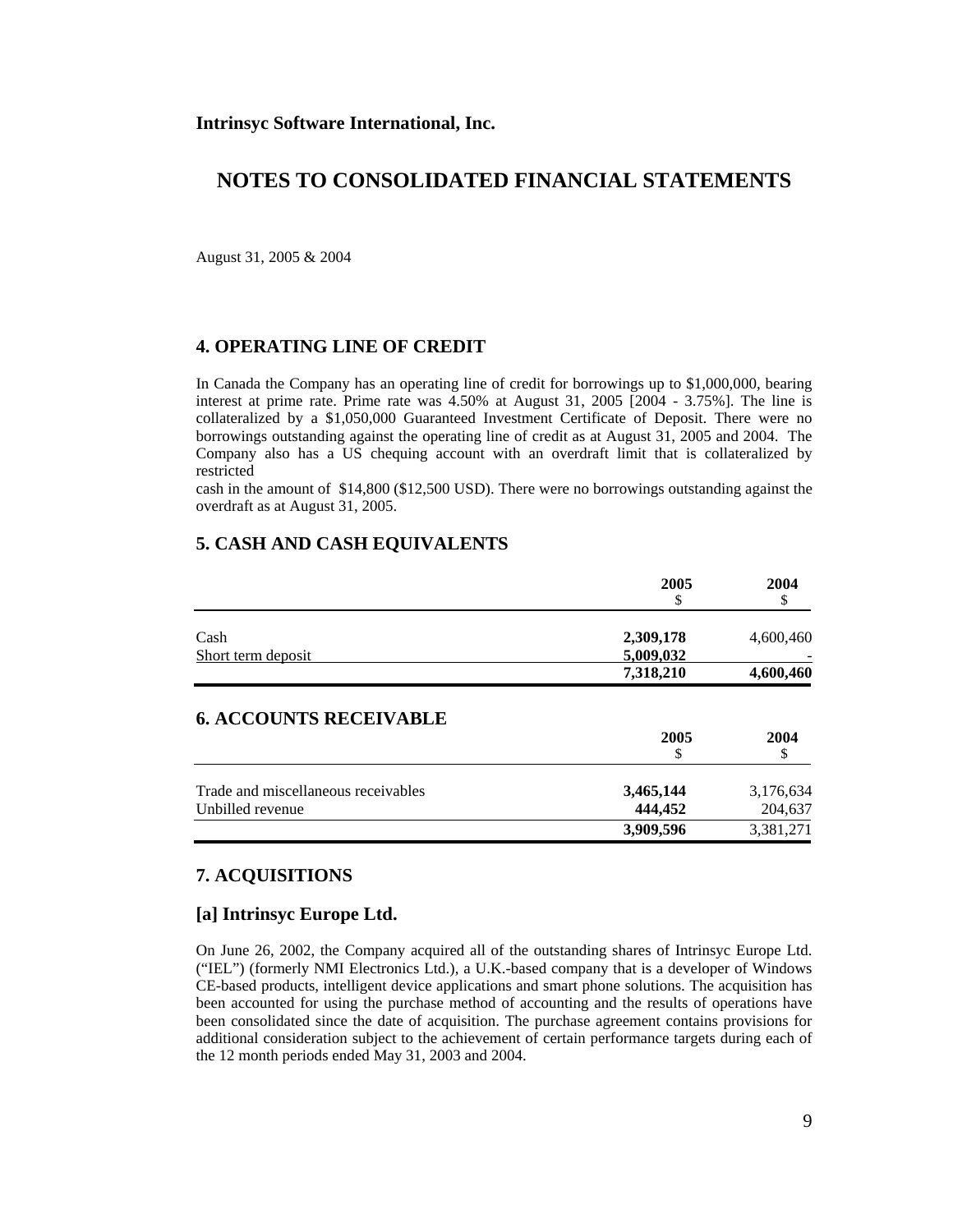**Intrinsyc Software International, Inc.**

# NOTES TO CONSOLIDATED FINANCIAL STATEMENTS

August 31, 2005 & 2004

## 4. OPERATING LINE OF CREDIT

In Canada the Company has an operating line of credit for borrowings up to $1,000,000, bearing interest at prime rate. Prime rate was 4.50% at August 31, 2005 [2004 - 3.75%]. The line is collateralized by a $1,050,000 Guaranteed Investment Certificate of Deposit. There were no borrowings outstanding against the operating line of credit as at August 31, 2005 and 2004. The Company also has a US chequing account with an overdraft limit that is collateralized by restricted cash in the amount of $14,800 ($12,500 USD). There were no borrowings outstanding against the overdraft as at August 31, 2005.

## 5. CASH AND CASH EQUIVALENTS

| | 2005<br>$ | 2004<br>$ |
|---|---|---|
| Cash | **2,309,178** | 4,600,460 |
| Short term deposit | **5,009,032** | - |
| | **7,318,210** | **4,600,460** |

## 6. ACCOUNTS RECEIVABLE

| | 2005<br>$ | 2004<br>$ |
|---|---|---|
| Trade and miscellaneous receivables | **3,465,144** | 3,176,634 |
| Unbilled revenue | **444,452** | 204,637 |
| | **3,909,596** | 3,381,271 |

## 7. ACQUISITIONS

### [a] Intrinsyc Europe Ltd.

On June 26, 2002, the Company acquired all of the outstanding shares of Intrinsyc Europe Ltd. ("IEL") (formerly NMI Electronics Ltd.), a U.K.-based company that is a developer of Windows CE-based products, intelligent device applications and smart phone solutions. The acquisition has been accounted for using the purchase method of accounting and the results of operations have been consolidated since the date of acquisition. The purchase agreement contains provisions for additional consideration subject to the achievement of certain performance targets during each of the 12 month periods ended May 31, 2003 and 2004.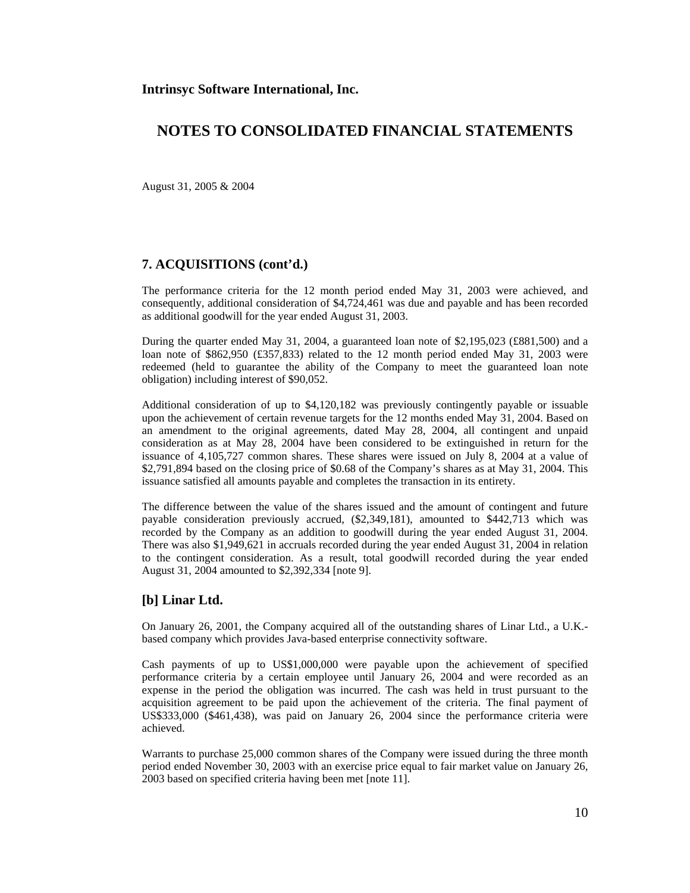**Intrinsyc Software International, Inc.**

# NOTES TO CONSOLIDATED FINANCIAL STATEMENTS

August 31, 2005 & 2004

## 7. ACQUISITIONS (cont'd.)

The performance criteria for the 12 month period ended May 31, 2003 were achieved, and consequently, additional consideration of $4,724,461 was due and payable and has been recorded as additional goodwill for the year ended August 31, 2003.

During the quarter ended May 31, 2004, a guaranteed loan note of $2,195,023 (£881,500) and a loan note of $862,950 (£357,833) related to the 12 month period ended May 31, 2003 were redeemed (held to guarantee the ability of the Company to meet the guaranteed loan note obligation) including interest of $90,052.

Additional consideration of up to $4,120,182 was previously contingently payable or issuable upon the achievement of certain revenue targets for the 12 months ended May 31, 2004. Based on an amendment to the original agreements, dated May 28, 2004, all contingent and unpaid consideration as at May 28, 2004 have been considered to be extinguished in return for the issuance of 4,105,727 common shares. These shares were issued on July 8, 2004 at a value of $2,791,894 based on the closing price of $0.68 of the Company's shares as at May 31, 2004. This issuance satisfied all amounts payable and completes the transaction in its entirety.

The difference between the value of the shares issued and the amount of contingent and future payable consideration previously accrued, ($2,349,181), amounted to $442,713 which was recorded by the Company as an addition to goodwill during the year ended August 31, 2004. There was also $1,949,621 in accruals recorded during the year ended August 31, 2004 in relation to the contingent consideration. As a result, total goodwill recorded during the year ended August 31, 2004 amounted to $2,392,334 [note 9].

## [b] Linar Ltd.

On January 26, 2001, the Company acquired all of the outstanding shares of Linar Ltd., a U.K.-based company which provides Java-based enterprise connectivity software.

Cash payments of up to US$1,000,000 were payable upon the achievement of specified performance criteria by a certain employee until January 26, 2004 and were recorded as an expense in the period the obligation was incurred. The cash was held in trust pursuant to the acquisition agreement to be paid upon the achievement of the criteria. The final payment of US$333,000 ($461,438), was paid on January 26, 2004 since the performance criteria were achieved.

Warrants to purchase 25,000 common shares of the Company were issued during the three month period ended November 30, 2003 with an exercise price equal to fair market value on January 26, 2003 based on specified criteria having been met [note 11].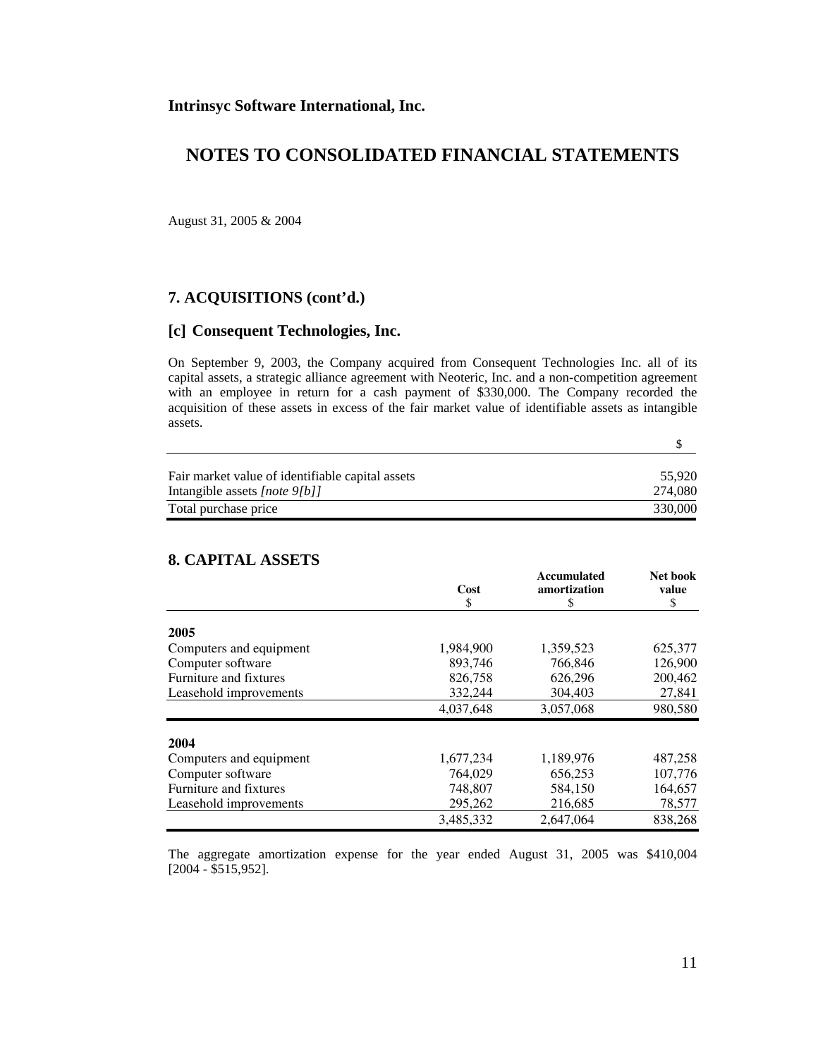**Intrinsyc Software International, Inc.**

# NOTES TO CONSOLIDATED FINANCIAL STATEMENTS

August 31, 2005 & 2004

## 7. ACQUISITIONS (cont'd.)

### [c] Consequent Technologies, Inc.

On September 9, 2003, the Company acquired from Consequent Technologies Inc. all of its capital assets, a strategic alliance agreement with Neoteric, Inc. and a non-competition agreement with an employee in return for a cash payment of $330,000. The Company recorded the acquisition of these assets in excess of the fair market value of identifiable assets as intangible assets.

| | $ |
|---|---|
| Fair market value of identifiable capital assets | 55,920 |
| Intangible assets *[note 9[b]]* | 274,080 |
| Total purchase price | 330,000 |

## 8. CAPITAL ASSETS

| | Cost<br>$ | Accumulated amortization<br>$ | Net book value<br>$ |
|---|---|---|---|
| **2005** | | | |
| Computers and equipment | 1,984,900 | 1,359,523 | 625,377 |
| Computer software | 893,746 | 766,846 | 126,900 |
| Furniture and fixtures | 826,758 | 626,296 | 200,462 |
| Leasehold improvements | 332,244 | 304,403 | 27,841 |
| | 4,037,648 | 3,057,068 | 980,580 |
| **2004** | | | |
| Computers and equipment | 1,677,234 | 1,189,976 | 487,258 |
| Computer software | 764,029 | 656,253 | 107,776 |
| Furniture and fixtures | 748,807 | 584,150 | 164,657 |
| Leasehold improvements | 295,262 | 216,685 | 78,577 |
| | 3,485,332 | 2,647,064 | 838,268 |

The aggregate amortization expense for the year ended August 31, 2005 was $410,004 [2004 - $515,952].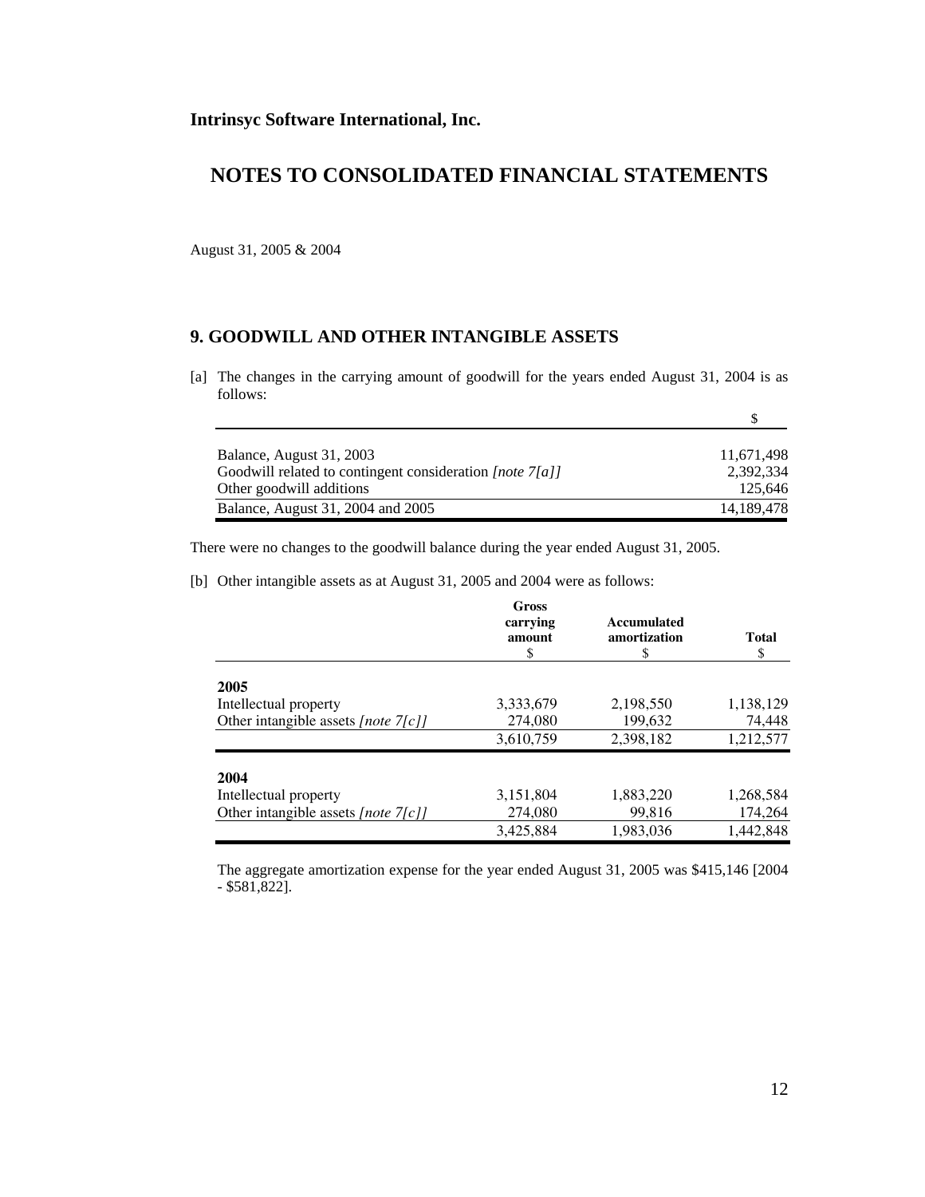**Intrinsyc Software International, Inc.**

# NOTES TO CONSOLIDATED FINANCIAL STATEMENTS

August 31, 2005 & 2004

## 9. GOODWILL AND OTHER INTANGIBLE ASSETS

[a] The changes in the carrying amount of goodwill for the years ended August 31, 2004 is as follows:

| | $ |
|---|---|
| Balance, August 31, 2003 | 11,671,498 |
| Goodwill related to contingent consideration *[note 7[a]]* | 2,392,334 |
| Other goodwill additions | 125,646 |
| Balance, August 31, 2004 and 2005 | 14,189,478 |

There were no changes to the goodwill balance during the year ended August 31, 2005.

[b] Other intangible assets as at August 31, 2005 and 2004 were as follows:

| | Gross carrying amount $ | Accumulated amortization $ | Total $ |
|---|---|---|---|
| **2005** | | | |
| Intellectual property | 3,333,679 | 2,198,550 | 1,138,129 |
| Other intangible assets *[note 7[c]]* | 274,080 | 199,632 | 74,448 |
| | 3,610,759 | 2,398,182 | 1,212,577 |
| **2004** | | | |
| Intellectual property | 3,151,804 | 1,883,220 | 1,268,584 |
| Other intangible assets *[note 7[c]]* | 274,080 | 99,816 | 174,264 |
| | 3,425,884 | 1,983,036 | 1,442,848 |

The aggregate amortization expense for the year ended August 31, 2005 was $415,146 [2004 - $581,822].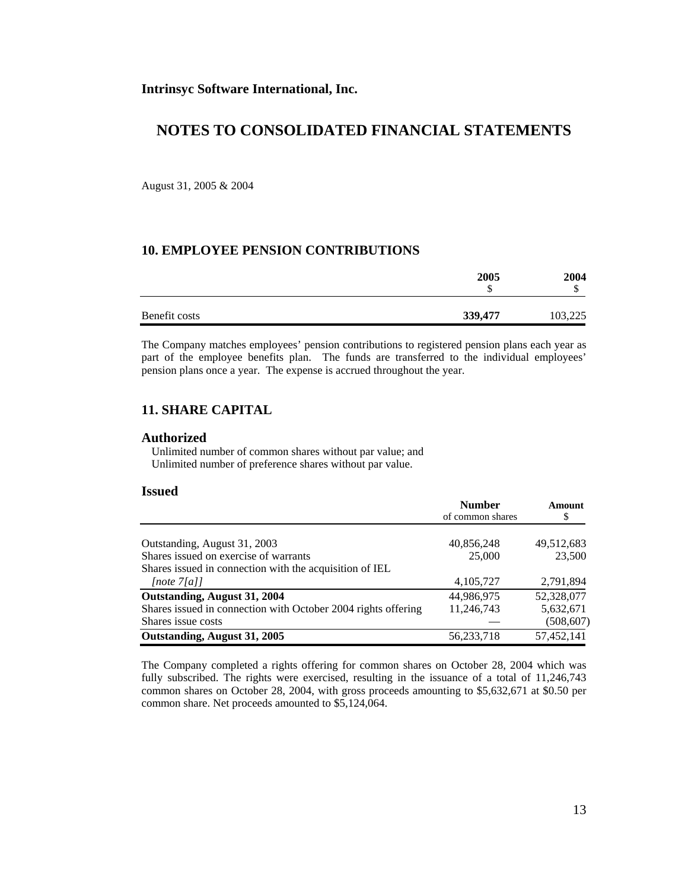**Intrinsyc Software International, Inc.**

# NOTES TO CONSOLIDATED FINANCIAL STATEMENTS

August 31, 2005 & 2004

## 10. EMPLOYEE PENSION CONTRIBUTIONS

| | **2005** $ | **2004** $ |
|---|---|---|
| Benefit costs | **339,477** | 103,225 |

The Company matches employees' pension contributions to registered pension plans each year as part of the employee benefits plan. The funds are transferred to the individual employees' pension plans once a year. The expense is accrued throughout the year.

## 11. SHARE CAPITAL

### Authorized

Unlimited number of common shares without par value; and
Unlimited number of preference shares without par value.

### Issued

| | **Number** of common shares | **Amount** $ |
|---|---|---|
| Outstanding, August 31, 2003 | 40,856,248 | 49,512,683 |
| Shares issued on exercise of warrants | 25,000 | 23,500 |
| Shares issued in connection with the acquisition of IEL *[note 7[a]]* | 4,105,727 | 2,791,894 |
| **Outstanding, August 31, 2004** | 44,986,975 | 52,328,077 |
| Shares issued in connection with October 2004 rights offering | 11,246,743 | 5,632,671 |
| Shares issue costs | — | (508,607) |
| **Outstanding, August 31, 2005** | 56,233,718 | 57,452,141 |

The Company completed a rights offering for common shares on October 28, 2004 which was fully subscribed. The rights were exercised, resulting in the issuance of a total of 11,246,743 common shares on October 28, 2004, with gross proceeds amounting to $5,632,671 at $0.50 per common share. Net proceeds amounted to $5,124,064.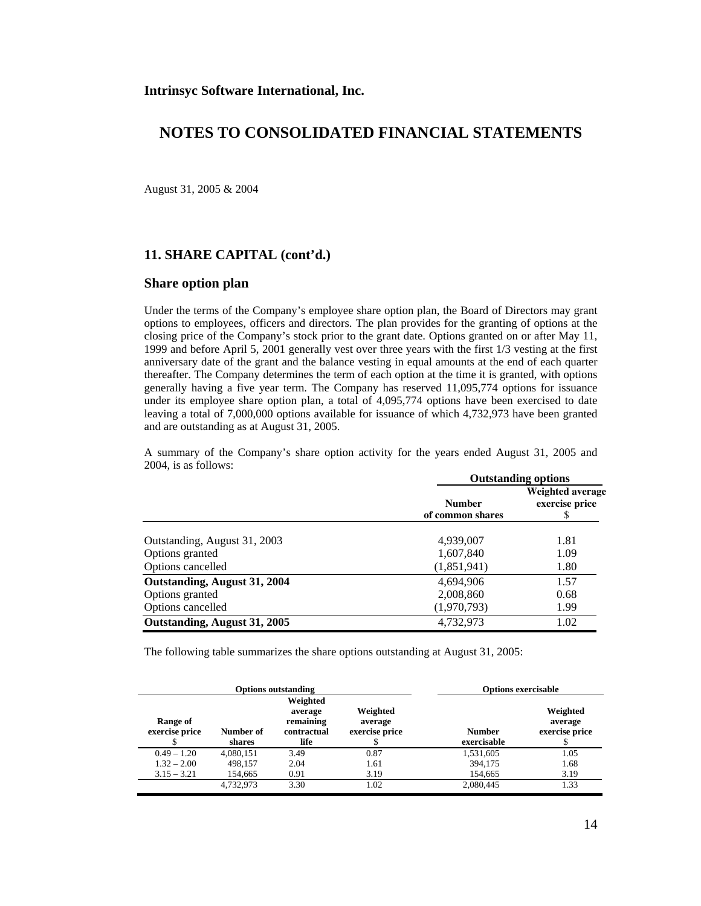**Intrinsyc Software International, Inc.**

# NOTES TO CONSOLIDATED FINANCIAL STATEMENTS

August 31, 2005 & 2004

## 11. SHARE CAPITAL (cont'd.)

## Share option plan

Under the terms of the Company's employee share option plan, the Board of Directors may grant options to employees, officers and directors. The plan provides for the granting of options at the closing price of the Company's stock prior to the grant date. Options granted on or after May 11, 1999 and before April 5, 2001 generally vest over three years with the first 1/3 vesting at the first anniversary date of the grant and the balance vesting in equal amounts at the end of each quarter thereafter. The Company determines the term of each option at the time it is granted, with options generally having a five year term. The Company has reserved 11,095,774 options for issuance under its employee share option plan, a total of 4,095,774 options have been exercised to date leaving a total of 7,000,000 options available for issuance of which 4,732,973 have been granted and are outstanding as at August 31, 2005.

A summary of the Company's share option activity for the years ended August 31, 2005 and 2004, is as follows:

| | Outstanding options | |
|---|---|---|
| | Number of common shares | Weighted average exercise price $ |
| Outstanding, August 31, 2003 | 4,939,007 | 1.81 |
| Options granted | 1,607,840 | 1.09 |
| Options cancelled | (1,851,941) | 1.80 |
| **Outstanding, August 31, 2004** | 4,694,906 | 1.57 |
| Options granted | 2,008,860 | 0.68 |
| Options cancelled | (1,970,793) | 1.99 |
| **Outstanding, August 31, 2005** | 4,732,973 | 1.02 |

The following table summarizes the share options outstanding at August 31, 2005:

| Options outstanding | | | | Options exercisable | |
|---|---|---|---|---|---|
| Range of exercise price $ | Number of shares | Weighted average remaining contractual life | Weighted average exercise price $ | Number exercisable | Weighted average exercise price $ |
| 0.49 – 1.20 | 4,080,151 | 3.49 | 0.87 | 1,531,605 | 1.05 |
| 1.32 – 2.00 | 498,157 | 2.04 | 1.61 | 394,175 | 1.68 |
| 3.15 – 3.21 | 154,665 | 0.91 | 3.19 | 154,665 | 3.19 |
| | 4,732,973 | 3.30 | 1.02 | 2,080,445 | 1.33 |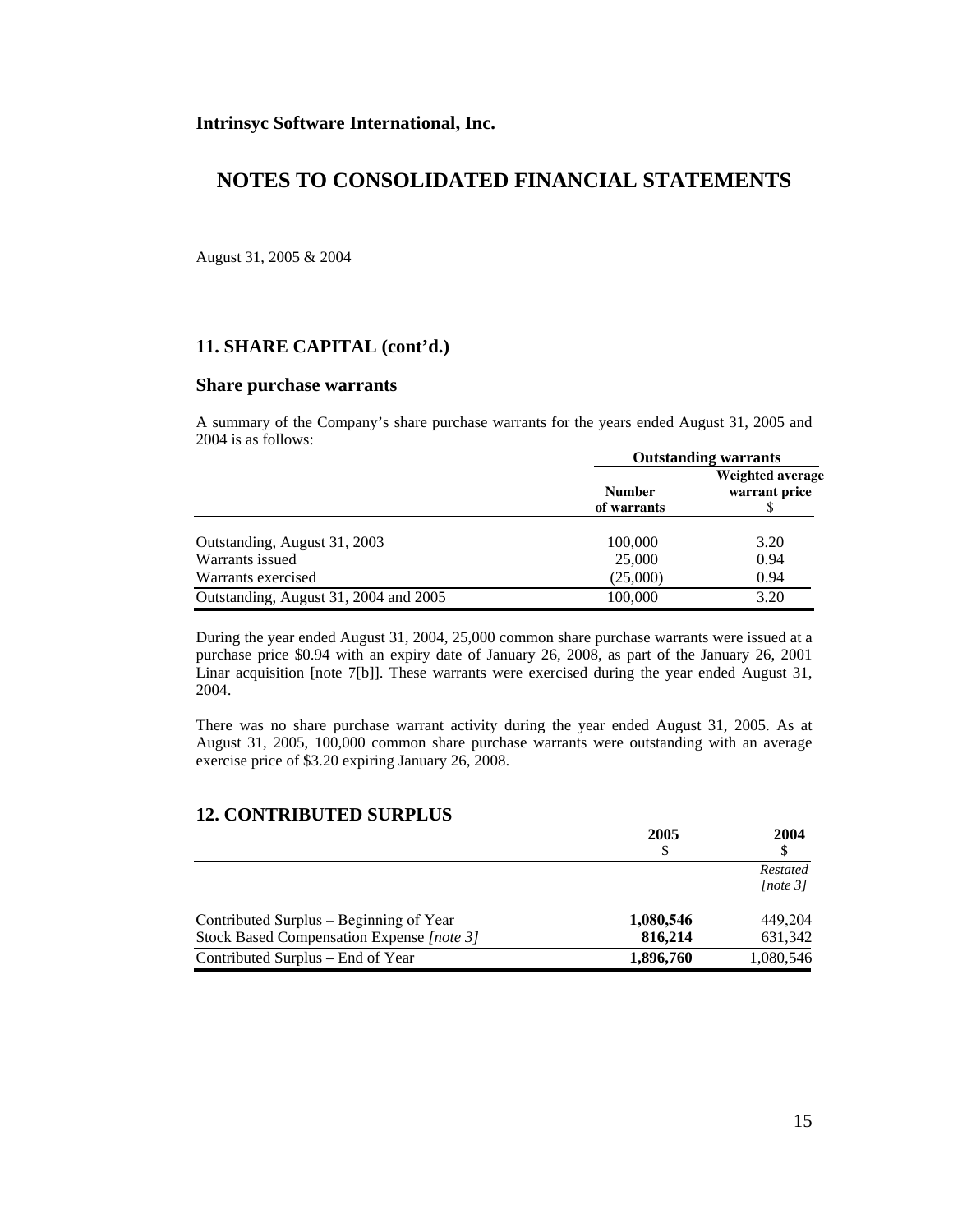**Intrinsyc Software International, Inc.**

# NOTES TO CONSOLIDATED FINANCIAL STATEMENTS

August 31, 2005 & 2004

## 11. SHARE CAPITAL (cont'd.)

### Share purchase warrants

A summary of the Company's share purchase warrants for the years ended August 31, 2005 and 2004 is as follows:

| | Outstanding warrants | |
|---|---|---|
| | **Number of warrants** | **Weighted average warrant price** $ |
| Outstanding, August 31, 2003 | 100,000 | 3.20 |
| Warrants issued | 25,000 | 0.94 |
| Warrants exercised | (25,000) | 0.94 |
| Outstanding, August 31, 2004 and 2005 | 100,000 | 3.20 |

During the year ended August 31, 2004, 25,000 common share purchase warrants were issued at a purchase price $0.94 with an expiry date of January 26, 2008, as part of the January 26, 2001 Linar acquisition [note 7[b]]. These warrants were exercised during the year ended August 31, 2004.

There was no share purchase warrant activity during the year ended August 31, 2005. As at August 31, 2005, 100,000 common share purchase warrants were outstanding with an average exercise price of $3.20 expiring January 26, 2008.

## 12. CONTRIBUTED SURPLUS

| | **2005** $ | **2004** $ *Restated [note 3]* |
|---|---|---|
| Contributed Surplus – Beginning of Year | **1,080,546** | 449,204 |
| Stock Based Compensation Expense *[note 3]* | **816,214** | 631,342 |
| Contributed Surplus – End of Year | **1,896,760** | 1,080,546 |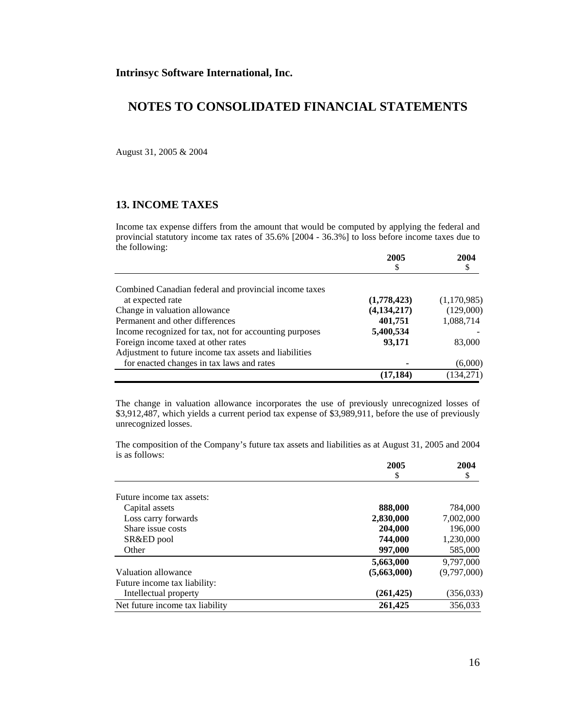**Intrinsyc Software International, Inc.**

# NOTES TO CONSOLIDATED FINANCIAL STATEMENTS

August 31, 2005 & 2004

## 13. INCOME TAXES

Income tax expense differs from the amount that would be computed by applying the federal and provincial statutory income tax rates of 35.6% [2004 - 36.3%] to loss before income taxes due to the following:

| | 2005<br>$ | 2004<br>$ |
|---|---|---|
| Combined Canadian federal and provincial income taxes at expected rate | **(1,778,423)** | (1,170,985) |
| Change in valuation allowance | **(4,134,217)** | (129,000) |
| Permanent and other differences | **401,751** | 1,088,714 |
| Income recognized for tax, not for accounting purposes | **5,400,534** | - |
| Foreign income taxed at other rates | **93,171** | 83,000 |
| Adjustment to future income tax assets and liabilities for enacted changes in tax laws and rates | **-** | (6,000) |
| | **(17,184)** | (134,271) |

The change in valuation allowance incorporates the use of previously unrecognized losses of $3,912,487, which yields a current period tax expense of $3,989,911, before the use of previously unrecognized losses.

The composition of the Company's future tax assets and liabilities as at August 31, 2005 and 2004 is as follows:

| | 2005<br>$ | 2004<br>$ |
|---|---|---|
| Future income tax assets: | | |
| Capital assets | **888,000** | 784,000 |
| Loss carry forwards | **2,830,000** | 7,002,000 |
| Share issue costs | **204,000** | 196,000 |
| SR&ED pool | **744,000** | 1,230,000 |
| Other | **997,000** | 585,000 |
| | **5,663,000** | 9,797,000 |
| Valuation allowance | **(5,663,000)** | (9,797,000) |
| Future income tax liability: | | |
| Intellectual property | **(261,425)** | (356,033) |
| Net future income tax liability | **261,425** | 356,033 |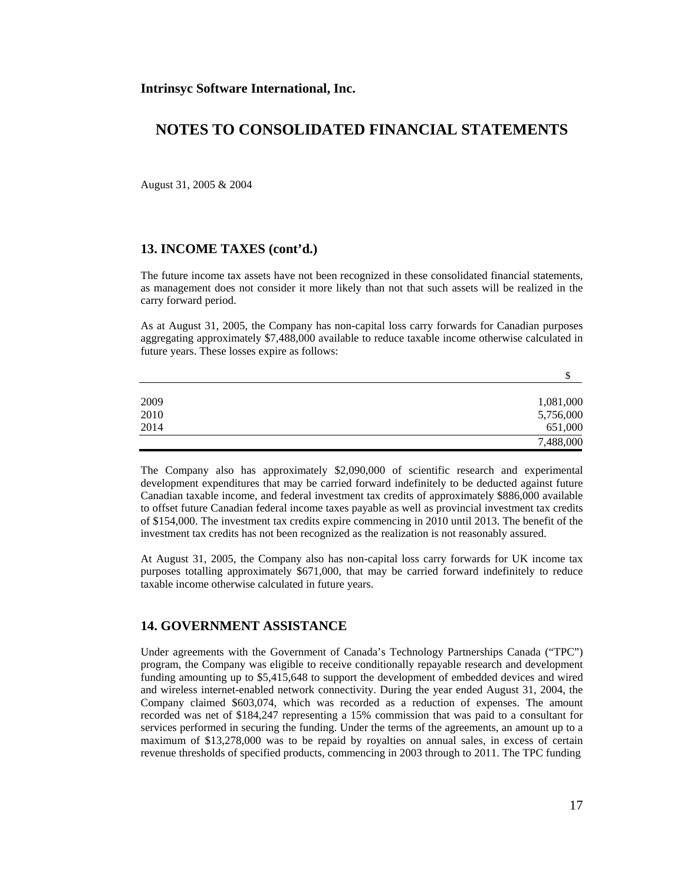**Intrinsyc Software International, Inc.**

# NOTES TO CONSOLIDATED FINANCIAL STATEMENTS

August 31, 2005 & 2004

## 13. INCOME TAXES (cont'd.)

The future income tax assets have not been recognized in these consolidated financial statements, as management does not consider it more likely than not that such assets will be realized in the carry forward period.

As at August 31, 2005, the Company has non-capital loss carry forwards for Canadian purposes aggregating approximately $7,488,000 available to reduce taxable income otherwise calculated in future years. These losses expire as follows:

| | $ |
|---|---|
| 2009 | 1,081,000 |
| 2010 | 5,756,000 |
| 2014 | 651,000 |
| | 7,488,000 |

The Company also has approximately $2,090,000 of scientific research and experimental development expenditures that may be carried forward indefinitely to be deducted against future Canadian taxable income, and federal investment tax credits of approximately $886,000 available to offset future Canadian federal income taxes payable as well as provincial investment tax credits of $154,000. The investment tax credits expire commencing in 2010 until 2013. The benefit of the investment tax credits has not been recognized as the realization is not reasonably assured.

At August 31, 2005, the Company also has non-capital loss carry forwards for UK income tax purposes totalling approximately $671,000, that may be carried forward indefinitely to reduce taxable income otherwise calculated in future years.

## 14. GOVERNMENT ASSISTANCE

Under agreements with the Government of Canada's Technology Partnerships Canada ("TPC") program, the Company was eligible to receive conditionally repayable research and development funding amounting up to $5,415,648 to support the development of embedded devices and wired and wireless internet-enabled network connectivity. During the year ended August 31, 2004, the Company claimed $603,074, which was recorded as a reduction of expenses. The amount recorded was net of $184,247 representing a 15% commission that was paid to a consultant for services performed in securing the funding. Under the terms of the agreements, an amount up to a maximum of $13,278,000 was to be repaid by royalties on annual sales, in excess of certain revenue thresholds of specified products, commencing in 2003 through to 2011. The TPC funding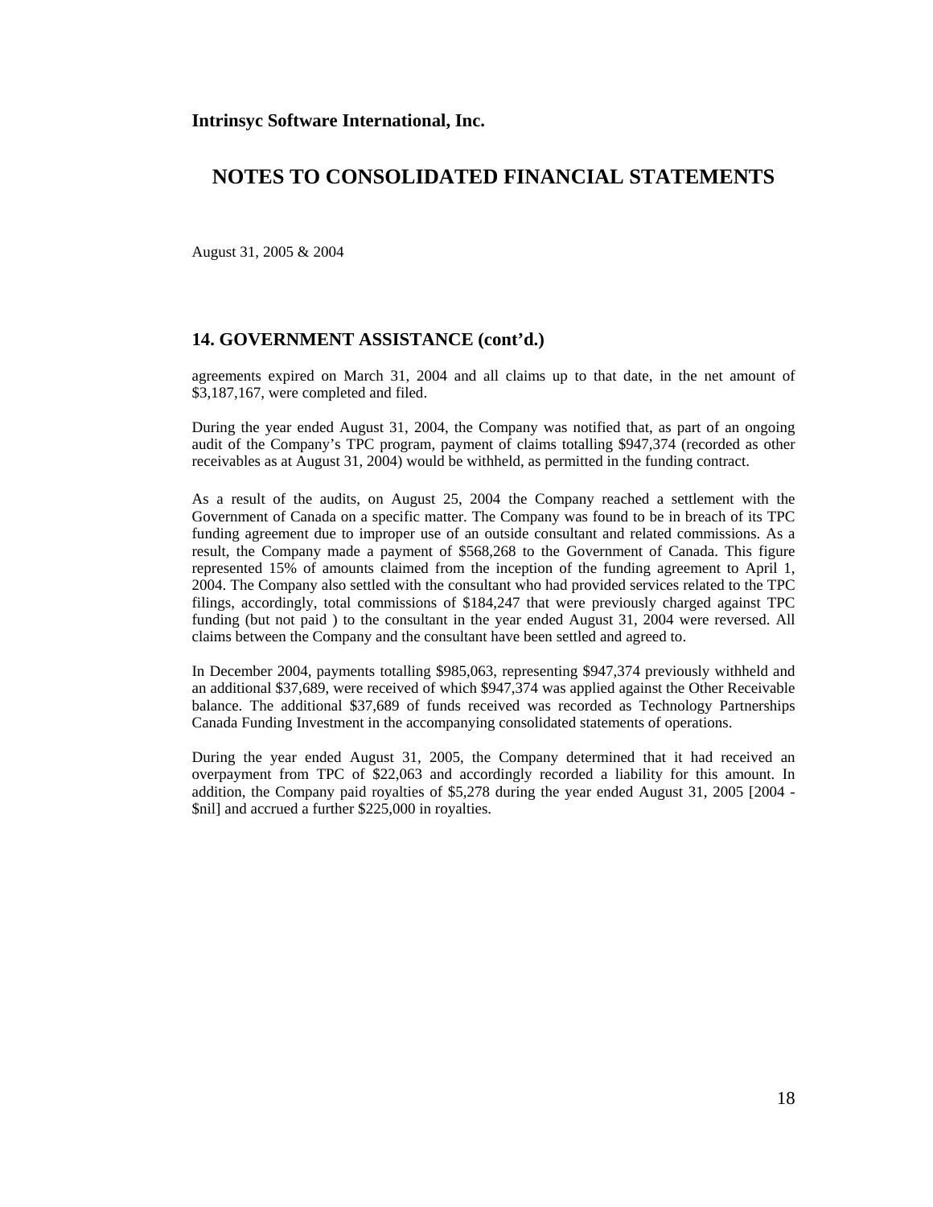## 14. GOVERNMENT ASSISTANCE (cont'd.)

agreements expired on March 31, 2004 and all claims up to that date, in the net amount of $3,187,167, were completed and filed.

During the year ended August 31, 2004, the Company was notified that, as part of an ongoing audit of the Company's TPC program, payment of claims totalling $947,374 (recorded as other receivables as at August 31, 2004) would be withheld, as permitted in the funding contract.

As a result of the audits, on August 25, 2004 the Company reached a settlement with the Government of Canada on a specific matter. The Company was found to be in breach of its TPC funding agreement due to improper use of an outside consultant and related commissions. As a result, the Company made a payment of $568,268 to the Government of Canada. This figure represented 15% of amounts claimed from the inception of the funding agreement to April 1, 2004. The Company also settled with the consultant who had provided services related to the TPC filings, accordingly, total commissions of $184,247 that were previously charged against TPC funding (but not paid ) to the consultant in the year ended August 31, 2004 were reversed. All claims between the Company and the consultant have been settled and agreed to.

In December 2004, payments totalling $985,063, representing $947,374 previously withheld and an additional $37,689, were received of which $947,374 was applied against the Other Receivable balance. The additional $37,689 of funds received was recorded as Technology Partnerships Canada Funding Investment in the accompanying consolidated statements of operations.

During the year ended August 31, 2005, the Company determined that it had received an overpayment from TPC of $22,063 and accordingly recorded a liability for this amount. In addition, the Company paid royalties of $5,278 during the year ended August 31, 2005 [2004 - $nil] and accrued a further $225,000 in royalties.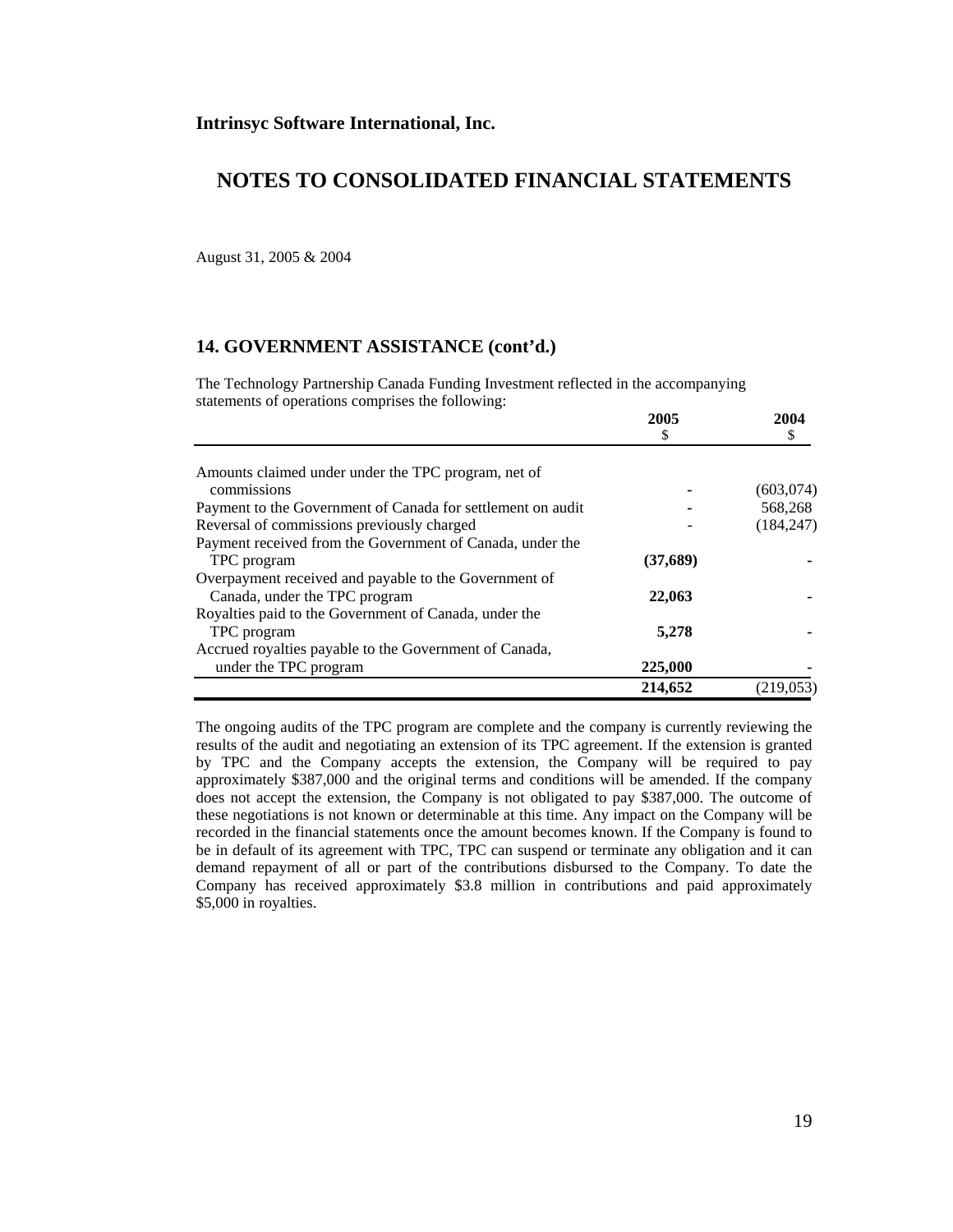**Intrinsyc Software International, Inc.**

# NOTES TO CONSOLIDATED FINANCIAL STATEMENTS

August 31, 2005 & 2004

## 14. GOVERNMENT ASSISTANCE (cont'd.)

The Technology Partnership Canada Funding Investment reflected in the accompanying statements of operations comprises the following:

| | 2005<br>$ | 2004<br>$ |
|---|---|---|
| Amounts claimed under under the TPC program, net of commissions | - | (603,074) |
| Payment to the Government of Canada for settlement on audit | - | 568,268 |
| Reversal of commissions previously charged | - | (184,247) |
| Payment received from the Government of Canada, under the TPC program | **(37,689)** | - |
| Overpayment received and payable to the Government of Canada, under the TPC program | **22,063** | - |
| Royalties paid to the Government of Canada, under the TPC program | **5,278** | - |
| Accrued royalties payable to the Government of Canada, under the TPC program | **225,000** | - |
| | **214,652** | (219,053) |

The ongoing audits of the TPC program are complete and the company is currently reviewing the results of the audit and negotiating an extension of its TPC agreement. If the extension is granted by TPC and the Company accepts the extension, the Company will be required to pay approximately $387,000 and the original terms and conditions will be amended. If the company does not accept the extension, the Company is not obligated to pay $387,000. The outcome of these negotiations is not known or determinable at this time. Any impact on the Company will be recorded in the financial statements once the amount becomes known. If the Company is found to be in default of its agreement with TPC, TPC can suspend or terminate any obligation and it can demand repayment of all or part of the contributions disbursed to the Company. To date the Company has received approximately $3.8 million in contributions and paid approximately $5,000 in royalties.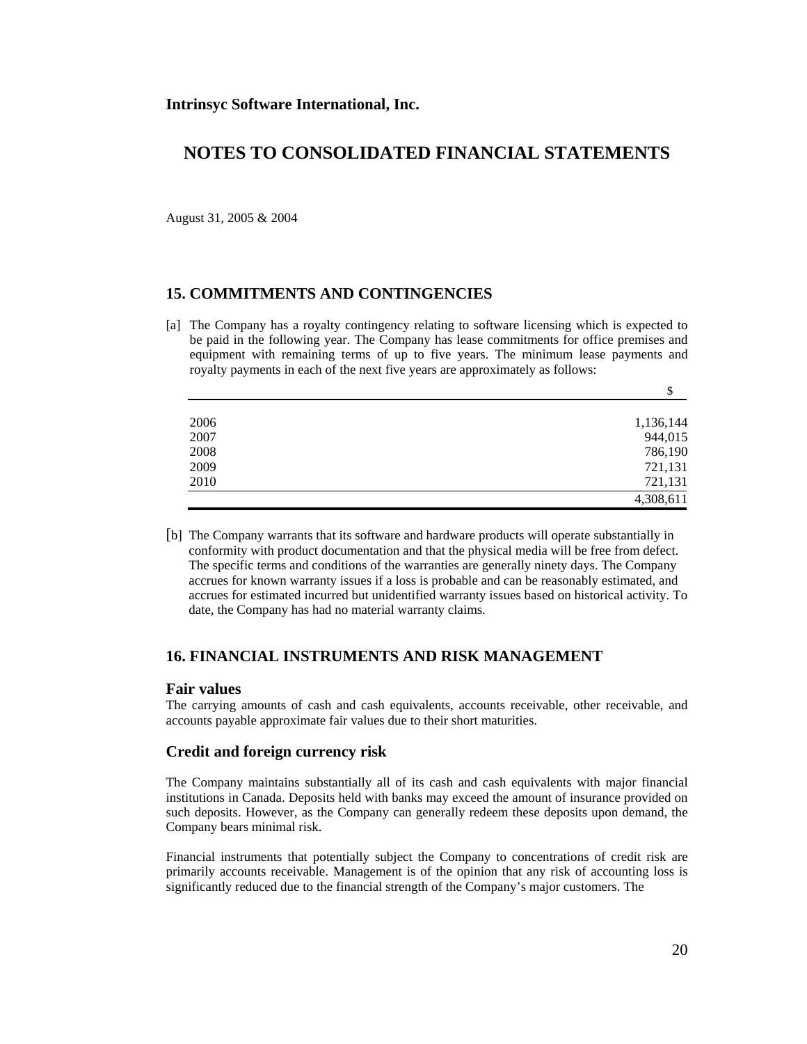**Intrinsyc Software International, Inc.**

# NOTES TO CONSOLIDATED FINANCIAL STATEMENTS

August 31, 2005 & 2004

## 15. COMMITMENTS AND CONTINGENCIES

[a] The Company has a royalty contingency relating to software licensing which is expected to be paid in the following year. The Company has lease commitments for office premises and equipment with remaining terms of up to five years. The minimum lease payments and royalty payments in each of the next five years are approximately as follows:

| | $ |
|---|---|
| 2006 | 1,136,144 |
| 2007 | 944,015 |
| 2008 | 786,190 |
| 2009 | 721,131 |
| 2010 | 721,131 |
| | 4,308,611 |

[b] The Company warrants that its software and hardware products will operate substantially in conformity with product documentation and that the physical media will be free from defect. The specific terms and conditions of the warranties are generally ninety days. The Company accrues for known warranty issues if a loss is probable and can be reasonably estimated, and accrues for estimated incurred but unidentified warranty issues based on historical activity. To date, the Company has had no material warranty claims.

## 16. FINANCIAL INSTRUMENTS AND RISK MANAGEMENT

### Fair values

The carrying amounts of cash and cash equivalents, accounts receivable, other receivable, and accounts payable approximate fair values due to their short maturities.

### Credit and foreign currency risk

The Company maintains substantially all of its cash and cash equivalents with major financial institutions in Canada. Deposits held with banks may exceed the amount of insurance provided on such deposits. However, as the Company can generally redeem these deposits upon demand, the Company bears minimal risk.

Financial instruments that potentially subject the Company to concentrations of credit risk are primarily accounts receivable. Management is of the opinion that any risk of accounting loss is significantly reduced due to the financial strength of the Company's major customers. The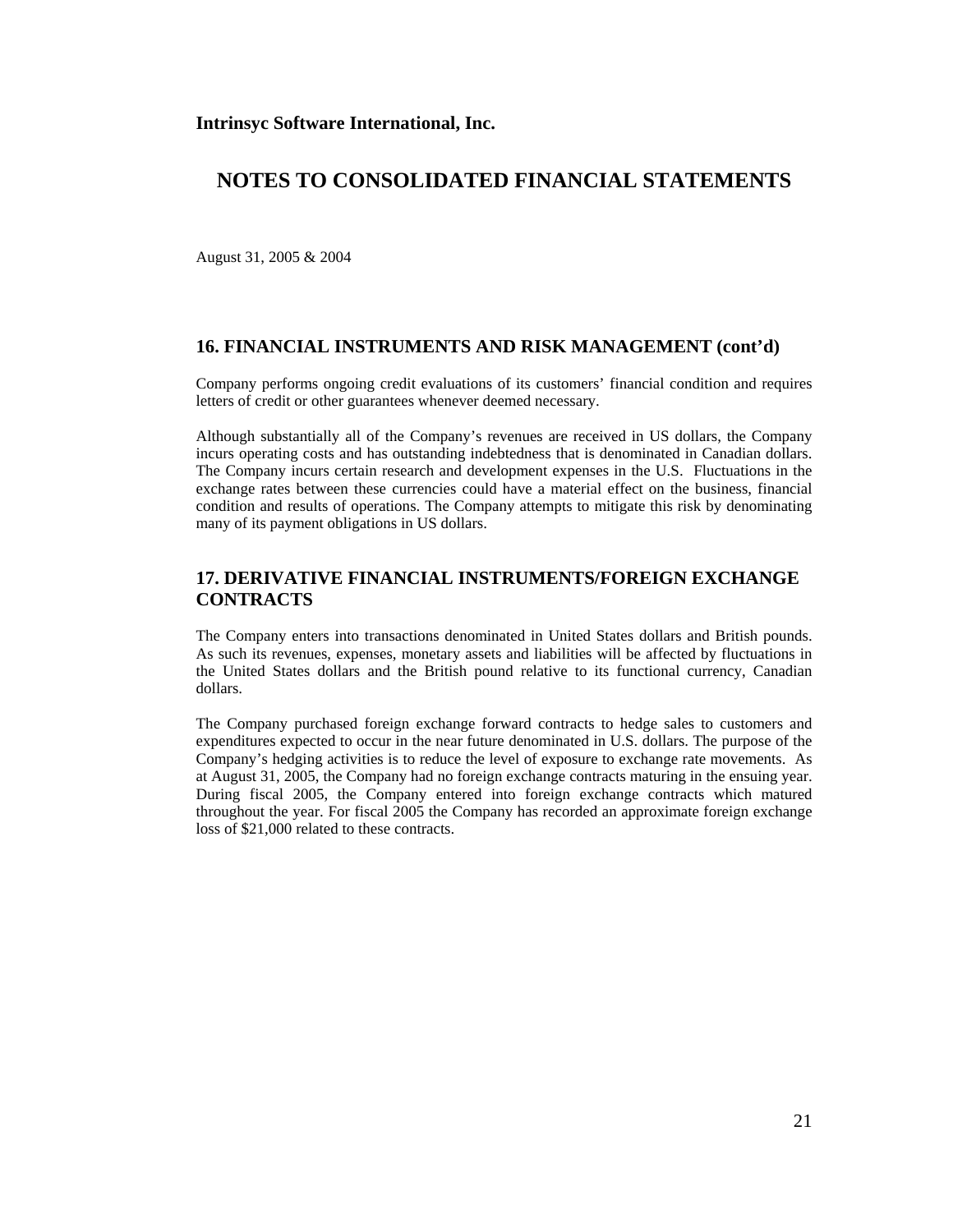**Intrinsyc Software International, Inc.**

# NOTES TO CONSOLIDATED FINANCIAL STATEMENTS

August 31, 2005 & 2004

## 16. FINANCIAL INSTRUMENTS AND RISK MANAGEMENT (cont'd)

Company performs ongoing credit evaluations of its customers' financial condition and requires letters of credit or other guarantees whenever deemed necessary.

Although substantially all of the Company's revenues are received in US dollars, the Company incurs operating costs and has outstanding indebtedness that is denominated in Canadian dollars. The Company incurs certain research and development expenses in the U.S. Fluctuations in the exchange rates between these currencies could have a material effect on the business, financial condition and results of operations. The Company attempts to mitigate this risk by denominating many of its payment obligations in US dollars.

## 17. DERIVATIVE FINANCIAL INSTRUMENTS/FOREIGN EXCHANGE CONTRACTS

The Company enters into transactions denominated in United States dollars and British pounds. As such its revenues, expenses, monetary assets and liabilities will be affected by fluctuations in the United States dollars and the British pound relative to its functional currency, Canadian dollars.

The Company purchased foreign exchange forward contracts to hedge sales to customers and expenditures expected to occur in the near future denominated in U.S. dollars. The purpose of the Company's hedging activities is to reduce the level of exposure to exchange rate movements. As at August 31, 2005, the Company had no foreign exchange contracts maturing in the ensuing year. During fiscal 2005, the Company entered into foreign exchange contracts which matured throughout the year. For fiscal 2005 the Company has recorded an approximate foreign exchange loss of $21,000 related to these contracts.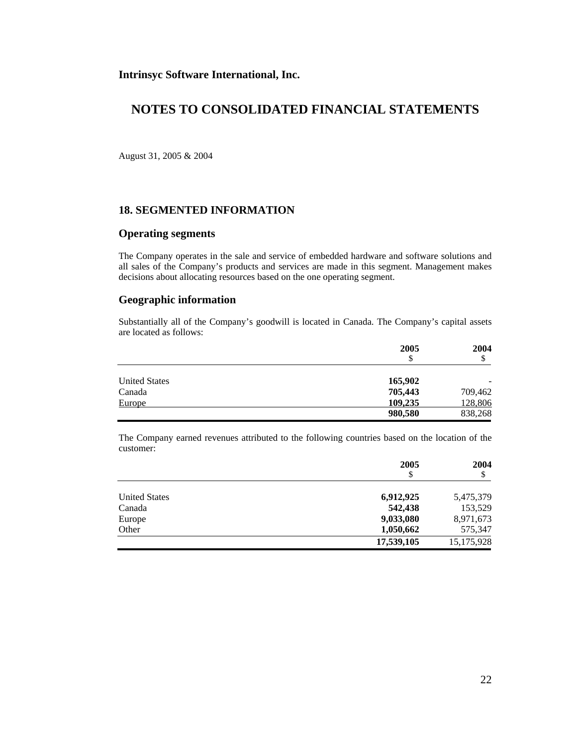**Intrinsyc Software International, Inc.**

# NOTES TO CONSOLIDATED FINANCIAL STATEMENTS

August 31, 2005 & 2004

## 18. SEGMENTED INFORMATION

### Operating segments

The Company operates in the sale and service of embedded hardware and software solutions and all sales of the Company's products and services are made in this segment. Management makes decisions about allocating resources based on the one operating segment.

### Geographic information

Substantially all of the Company's goodwill is located in Canada. The Company's capital assets are located as follows:

| | **2005** $ | **2004** $ |
|---|---|---|
| United States | **165,902** | - |
| Canada | **705,443** | 709,462 |
| Europe | **109,235** | 128,806 |
| | **980,580** | 838,268 |

The Company earned revenues attributed to the following countries based on the location of the customer:

| | **2005** $ | **2004** $ |
|---|---|---|
| United States | **6,912,925** | 5,475,379 |
| Canada | **542,438** | 153,529 |
| Europe | **9,033,080** | 8,971,673 |
| Other | **1,050,662** | 575,347 |
| | **17,539,105** | 15,175,928 |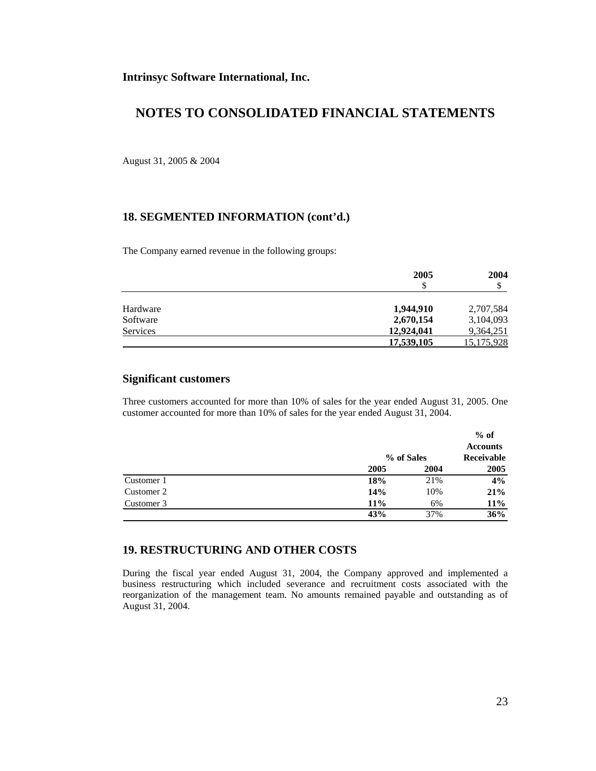**Intrinsyc Software International, Inc.**

# NOTES TO CONSOLIDATED FINANCIAL STATEMENTS

August 31, 2005 & 2004

## 18. SEGMENTED INFORMATION (cont'd.)

The Company earned revenue in the following groups:

| | 2005<br>$ | 2004<br>$ |
|---|---|---|
| Hardware | **1,944,910** | 2,707,584 |
| Software | **2,670,154** | 3,104,093 |
| Services | **12,924,041** | 9,364,251 |
| | **17,539,105** | 15,175,928 |

### Significant customers

Three customers accounted for more than 10% of sales for the year ended August 31, 2005. One customer accounted for more than 10% of sales for the year ended August 31, 2004.

| | % of Sales | | % of Accounts Receivable |
|---|---|---|---|
| | **2005** | **2004** | **2005** |
| Customer 1 | **18%** | 21% | **4%** |
| Customer 2 | **14%** | 10% | **21%** |
| Customer 3 | **11%** | 6% | **11%** |
| | **43%** | 37% | **36%** |

## 19. RESTRUCTURING AND OTHER COSTS

During the fiscal year ended August 31, 2004, the Company approved and implemented a business restructuring which included severance and recruitment costs associated with the reorganization of the management team. No amounts remained payable and outstanding as of August 31, 2004.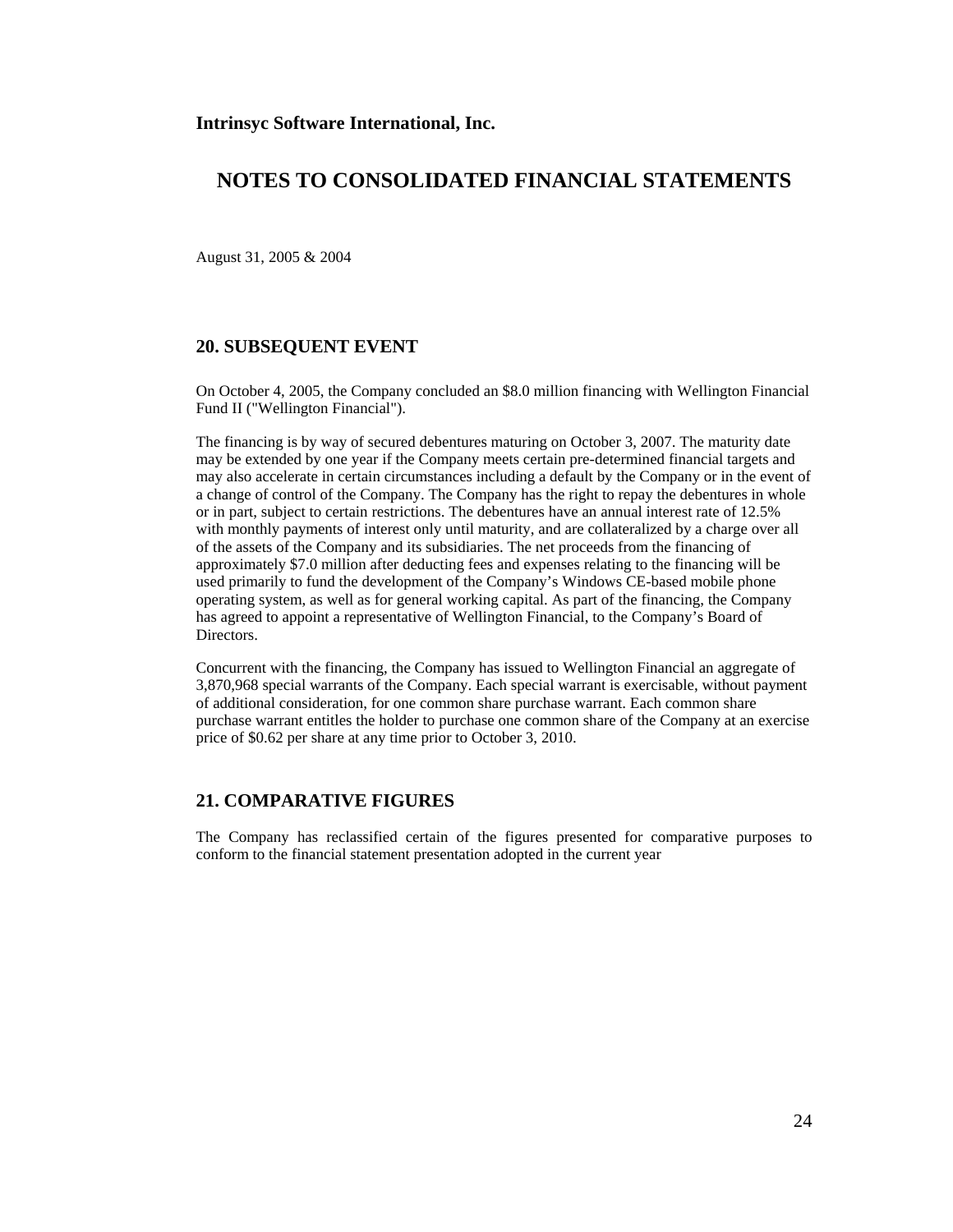**Intrinsyc Software International, Inc.**

# NOTES TO CONSOLIDATED FINANCIAL STATEMENTS

August 31, 2005 & 2004

## 20. SUBSEQUENT EVENT

On October 4, 2005, the Company concluded an $8.0 million financing with Wellington Financial Fund II ("Wellington Financial").

The financing is by way of secured debentures maturing on October 3, 2007. The maturity date may be extended by one year if the Company meets certain pre-determined financial targets and may also accelerate in certain circumstances including a default by the Company or in the event of a change of control of the Company. The Company has the right to repay the debentures in whole or in part, subject to certain restrictions. The debentures have an annual interest rate of 12.5% with monthly payments of interest only until maturity, and are collateralized by a charge over all of the assets of the Company and its subsidiaries. The net proceeds from the financing of approximately $7.0 million after deducting fees and expenses relating to the financing will be used primarily to fund the development of the Company's Windows CE-based mobile phone operating system, as well as for general working capital. As part of the financing, the Company has agreed to appoint a representative of Wellington Financial, to the Company's Board of Directors.

Concurrent with the financing, the Company has issued to Wellington Financial an aggregate of 3,870,968 special warrants of the Company. Each special warrant is exercisable, without payment of additional consideration, for one common share purchase warrant. Each common share purchase warrant entitles the holder to purchase one common share of the Company at an exercise price of $0.62 per share at any time prior to October 3, 2010.

## 21. COMPARATIVE FIGURES

The Company has reclassified certain of the figures presented for comparative purposes to conform to the financial statement presentation adopted in the current year